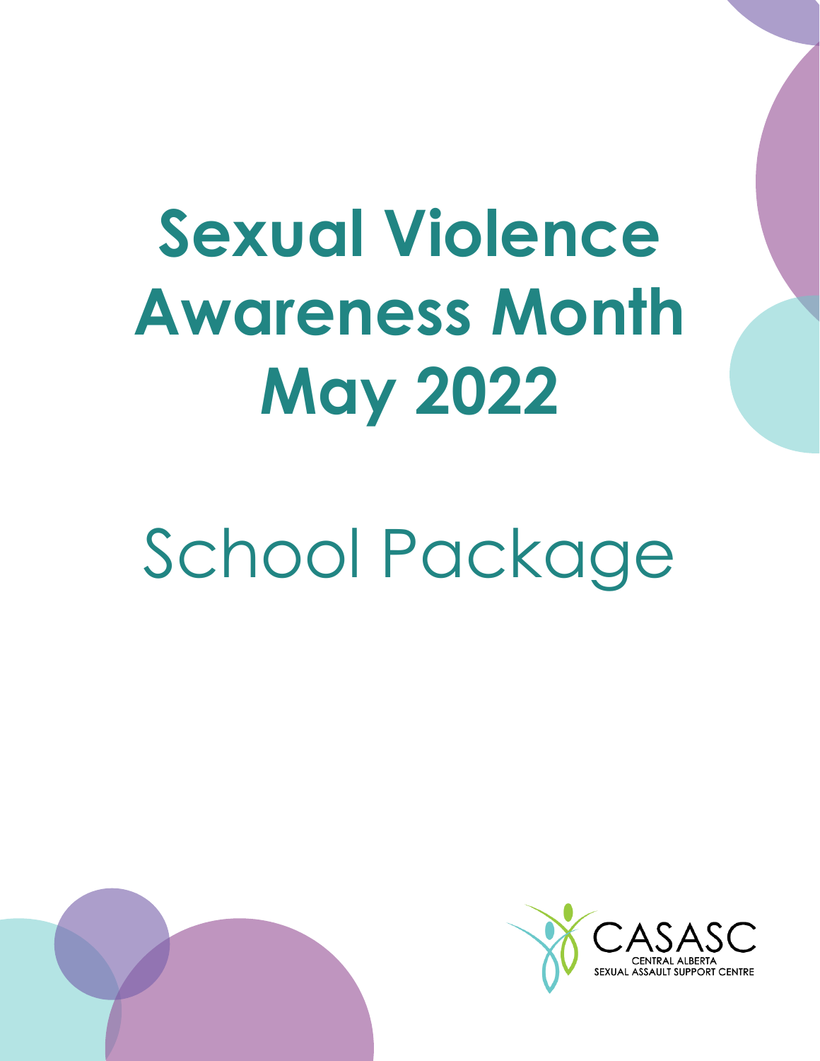# Sexual Violence Awareness Month May 2022

School Package

CASASC
CENTRAL ALBERTA
SEXUAL ASSAULT SUPPORT CENTRE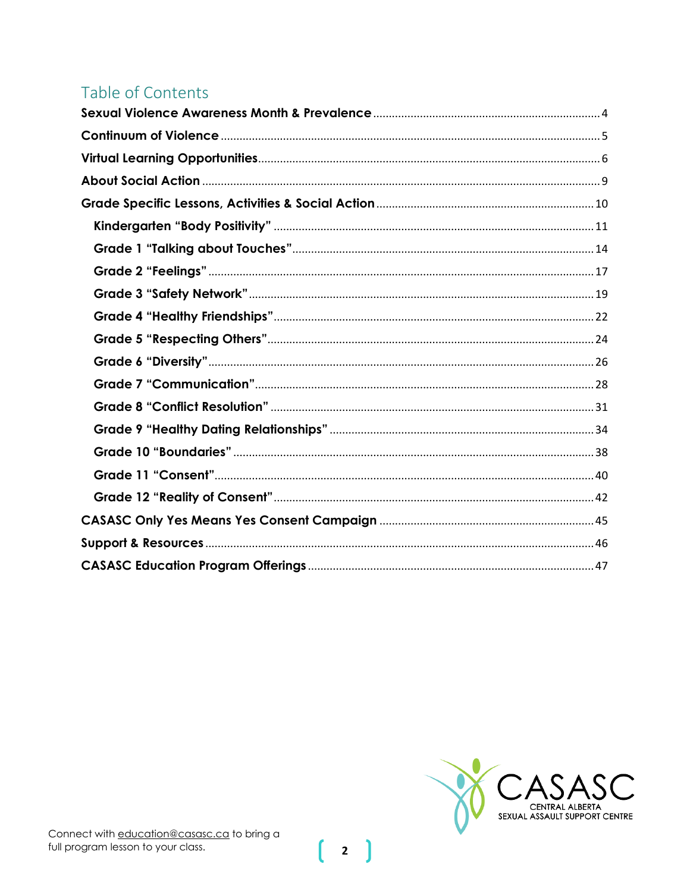## Table of Contents

- **Sexual Violence Awareness Month & Prevalence** ........ 4
- **Continuum of Violence** ........ 5
- **Virtual Learning Opportunities** ........ 6
- **About Social Action** ........ 9
- **Grade Specific Lessons, Activities & Social Action** ........ 10
  - **Kindergarten "Body Positivity"** ........ 11
  - **Grade 1 "Talking about Touches"** ........ 14
  - **Grade 2 "Feelings"** ........ 17
  - **Grade 3 "Safety Network"** ........ 19
  - **Grade 4 "Healthy Friendships"** ........ 22
  - **Grade 5 "Respecting Others"** ........ 24
  - **Grade 6 "Diversity"** ........ 26
  - **Grade 7 "Communication"** ........ 28
  - **Grade 8 "Conflict Resolution"** ........ 31
  - **Grade 9 "Healthy Dating Relationships"** ........ 34
  - **Grade 10 "Boundaries"** ........ 38
  - **Grade 11 "Consent"** ........ 40
  - **Grade 12 "Reality of Consent"** ........ 42
- **CASASC Only Yes Means Yes Consent Campaign** ........ 45
- **Support & Resources** ........ 46
- **CASASC Education Program Offerings** ........ 47

CASASC
CENTRAL ALBERTA SEXUAL ASSAULT SUPPORT CENTRE

Connect with education@casasc.ca to bring a full program lesson to your class.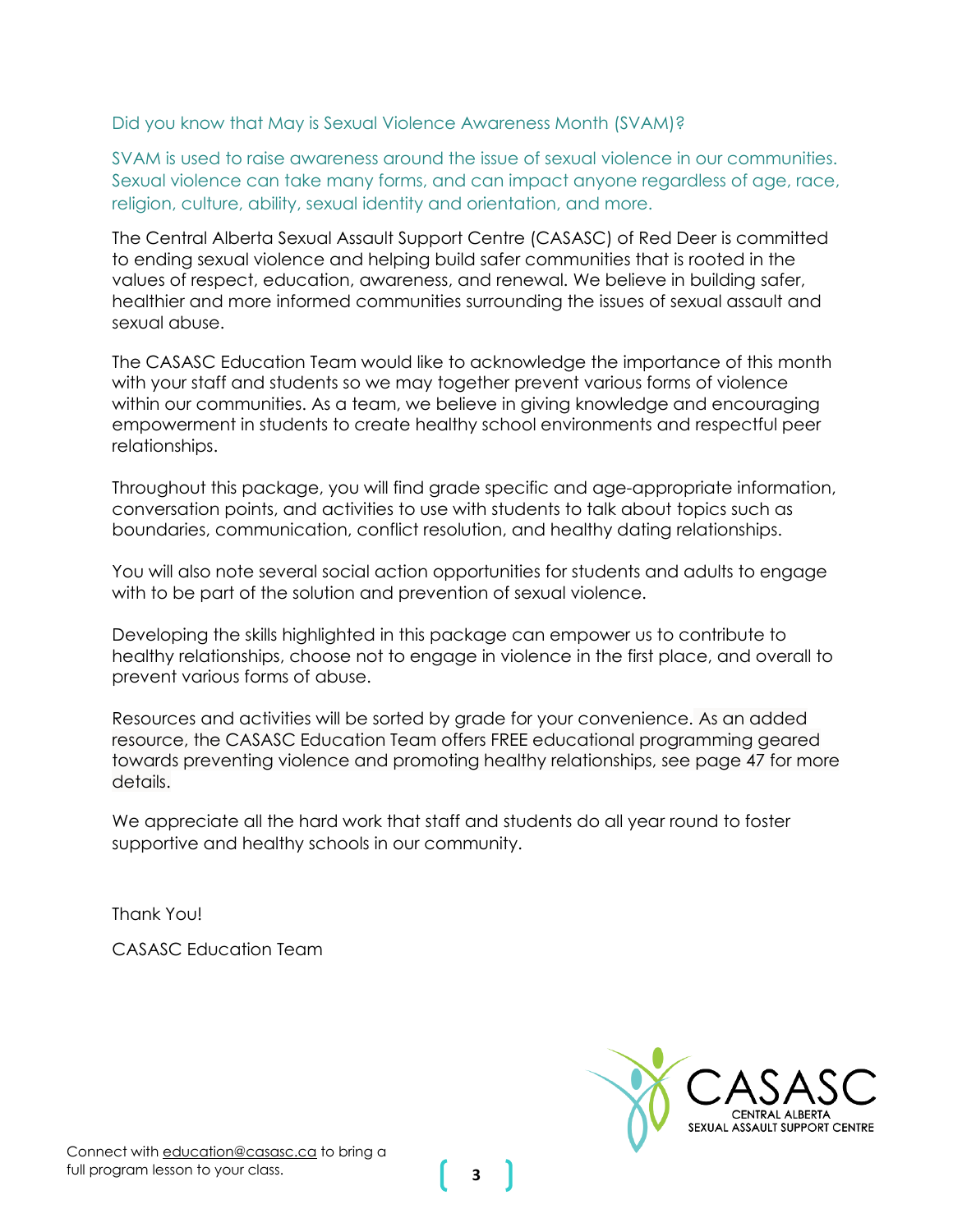Did you know that May is Sexual Violence Awareness Month (SVAM)?

SVAM is used to raise awareness around the issue of sexual violence in our communities. Sexual violence can take many forms, and can impact anyone regardless of age, race, religion, culture, ability, sexual identity and orientation, and more.

The Central Alberta Sexual Assault Support Centre (CASASC) of Red Deer is committed to ending sexual violence and helping build safer communities that is rooted in the values of respect, education, awareness, and renewal. We believe in building safer, healthier and more informed communities surrounding the issues of sexual assault and sexual abuse.

The CASASC Education Team would like to acknowledge the importance of this month with your staff and students so we may together prevent various forms of violence within our communities. As a team, we believe in giving knowledge and encouraging empowerment in students to create healthy school environments and respectful peer relationships.

Throughout this package, you will find grade specific and age-appropriate information, conversation points, and activities to use with students to talk about topics such as boundaries, communication, conflict resolution, and healthy dating relationships.

You will also note several social action opportunities for students and adults to engage with to be part of the solution and prevention of sexual violence.

Developing the skills highlighted in this package can empower us to contribute to healthy relationships, choose not to engage in violence in the first place, and overall to prevent various forms of abuse.

Resources and activities will be sorted by grade for your convenience. As an added resource, the CASASC Education Team offers FREE educational programming geared towards preventing violence and promoting healthy relationships, see page 47 for more details.

We appreciate all the hard work that staff and students do all year round to foster supportive and healthy schools in our community.

Thank You!

CASASC Education Team

CASASC
CENTRAL ALBERTA
SEXUAL ASSAULT SUPPORT CENTRE

Connect with education@casasc.ca to bring a full program lesson to your class.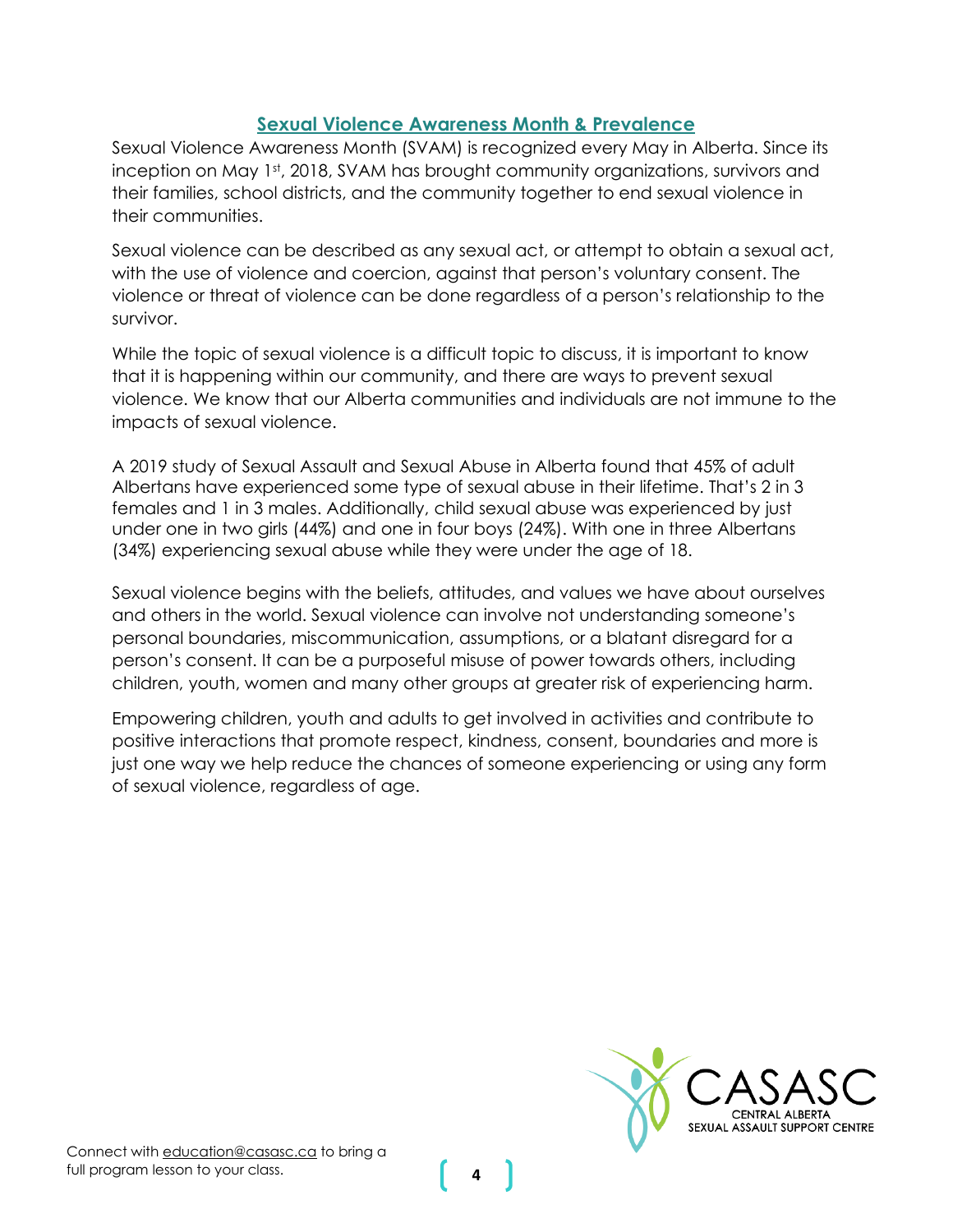## Sexual Violence Awareness Month & Prevalence

Sexual Violence Awareness Month (SVAM) is recognized every May in Alberta. Since its inception on May 1st, 2018, SVAM has brought community organizations, survivors and their families, school districts, and the community together to end sexual violence in their communities.

Sexual violence can be described as any sexual act, or attempt to obtain a sexual act, with the use of violence and coercion, against that person's voluntary consent. The violence or threat of violence can be done regardless of a person's relationship to the survivor.

While the topic of sexual violence is a difficult topic to discuss, it is important to know that it is happening within our community, and there are ways to prevent sexual violence. We know that our Alberta communities and individuals are not immune to the impacts of sexual violence.

A 2019 study of Sexual Assault and Sexual Abuse in Alberta found that 45% of adult Albertans have experienced some type of sexual abuse in their lifetime. That's 2 in 3 females and 1 in 3 males. Additionally, child sexual abuse was experienced by just under one in two girls (44%) and one in four boys (24%). With one in three Albertans (34%) experiencing sexual abuse while they were under the age of 18.

Sexual violence begins with the beliefs, attitudes, and values we have about ourselves and others in the world. Sexual violence can involve not understanding someone's personal boundaries, miscommunication, assumptions, or a blatant disregard for a person's consent. It can be a purposeful misuse of power towards others, including children, youth, women and many other groups at greater risk of experiencing harm.

Empowering children, youth and adults to get involved in activities and contribute to positive interactions that promote respect, kindness, consent, boundaries and more is just one way we help reduce the chances of someone experiencing or using any form of sexual violence, regardless of age.

Connect with education@casasc.ca to bring a full program lesson to your class.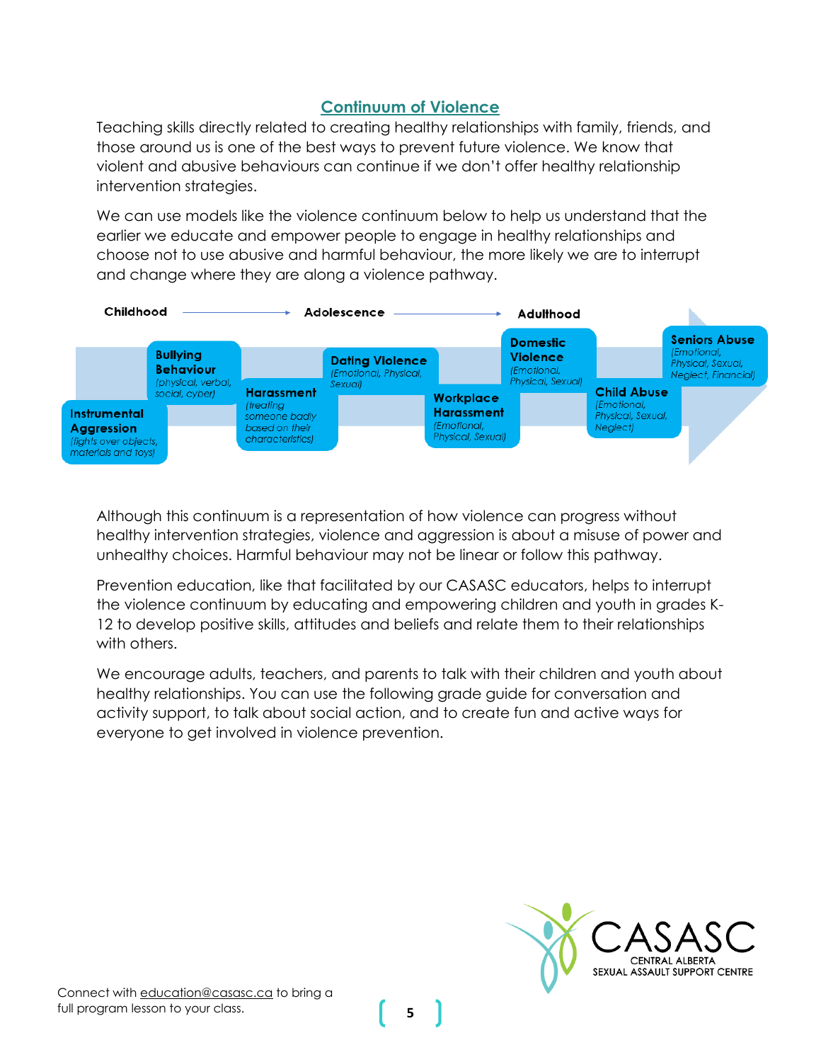## Continuum of Violence

Teaching skills directly related to creating healthy relationships with family, friends, and those around us is one of the best ways to prevent future violence. We know that violent and abusive behaviours can continue if we don't offer healthy relationship intervention strategies.

We can use models like the violence continuum below to help us understand that the earlier we educate and empower people to engage in healthy relationships and choose not to use abusive and harmful behaviour, the more likely we are to interrupt and change where they are along a violence pathway.

Childhood → Adolescence → Adulthood

**Instrumental Aggression** *(fights over objects, materials and toys)*

**Bullying Behaviour** *(physical, verbal, social, cyber)*

**Harassment** *(treating someone badly based on their characteristics)*

**Dating Violence** *(Emotional, Physical, Sexual)*

**Workplace Harassment** *(Emotional, Physical, Sexual)*

**Domestic Violence** *(Emotional, Physical, Sexual)*

**Child Abuse** *(Emotional, Physical, Sexual, Neglect)*

**Seniors Abuse** *(Emotional, Physical, Sexual, Neglect, Financial)*

Although this continuum is a representation of how violence can progress without healthy intervention strategies, violence and aggression is about a misuse of power and unhealthy choices. Harmful behaviour may not be linear or follow this pathway.

Prevention education, like that facilitated by our CASASC educators, helps to interrupt the violence continuum by educating and empowering children and youth in grades K-12 to develop positive skills, attitudes and beliefs and relate them to their relationships with others.

We encourage adults, teachers, and parents to talk with their children and youth about healthy relationships. You can use the following grade guide for conversation and activity support, to talk about social action, and to create fun and active ways for everyone to get involved in violence prevention.

CASASC
CENTRAL ALBERTA SEXUAL ASSAULT SUPPORT CENTRE

Connect with education@casasc.ca to bring a full program lesson to your class.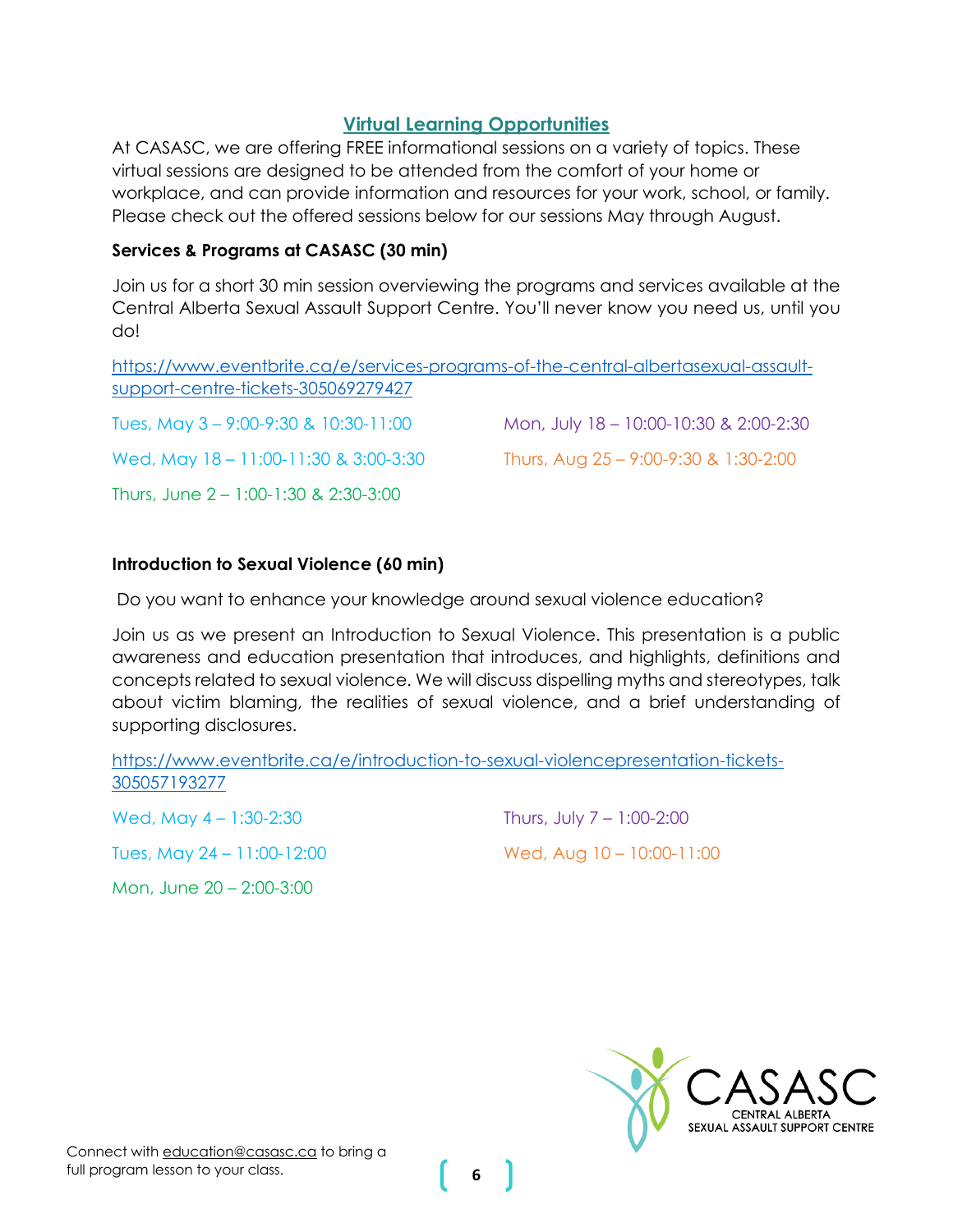## Virtual Learning Opportunities

At CASASC, we are offering FREE informational sessions on a variety of topics. These virtual sessions are designed to be attended from the comfort of your home or workplace, and can provide information and resources for your work, school, or family. Please check out the offered sessions below for our sessions May through August.

### Services & Programs at CASASC (30 min)

Join us for a short 30 min session overviewing the programs and services available at the Central Alberta Sexual Assault Support Centre. You'll never know you need us, until you do!

https://www.eventbrite.ca/e/services-programs-of-the-central-albertasexual-assault-support-centre-tickets-305069279427

Tues, May 3 – 9:00-9:30 & 10:30-11:00

Wed, May 18 – 11:00-11:30 & 3:00-3:30

Thurs, June 2 – 1:00-1:30 & 2:30-3:00

Mon, July 18 – 10:00-10:30 & 2:00-2:30

Thurs, Aug 25 – 9:00-9:30 & 1:30-2:00

### Introduction to Sexual Violence (60 min)

Do you want to enhance your knowledge around sexual violence education?

Join us as we present an Introduction to Sexual Violence. This presentation is a public awareness and education presentation that introduces, and highlights, definitions and concepts related to sexual violence. We will discuss dispelling myths and stereotypes, talk about victim blaming, the realities of sexual violence, and a brief understanding of supporting disclosures.

https://www.eventbrite.ca/e/introduction-to-sexual-violencepresentation-tickets-305057193277

Wed, May 4 – 1:30-2:30

Tues, May 24 – 11:00-12:00

Mon, June 20 – 2:00-3:00

Thurs, July 7 – 1:00-2:00

Wed, Aug 10 – 10:00-11:00

CASASC
CENTRAL ALBERTA SEXUAL ASSAULT SUPPORT CENTRE

Connect with education@casasc.ca to bring a full program lesson to your class.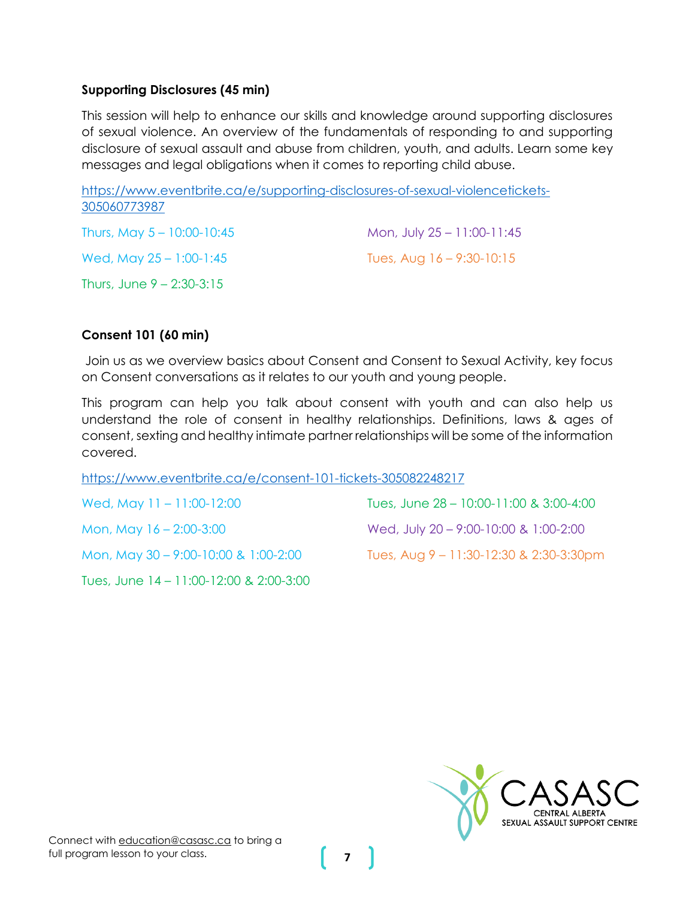**Supporting Disclosures (45 min)**

This session will help to enhance our skills and knowledge around supporting disclosures of sexual violence. An overview of the fundamentals of responding to and supporting disclosure of sexual assault and abuse from children, youth, and adults. Learn some key messages and legal obligations when it comes to reporting child abuse.

https://www.eventbrite.ca/e/supporting-disclosures-of-sexual-violencetickets-305060773987

Thurs, May 5 – 10:00-10:45

Wed, May 25 – 1:00-1:45

Thurs, June 9 – 2:30-3:15

Mon, July 25 – 11:00-11:45

Tues, Aug 16 – 9:30-10:15

**Consent 101 (60 min)**

Join us as we overview basics about Consent and Consent to Sexual Activity, key focus on Consent conversations as it relates to our youth and young people.

This program can help you talk about consent with youth and can also help us understand the role of consent in healthy relationships. Definitions, laws & ages of consent, sexting and healthy intimate partner relationships will be some of the information covered.

https://www.eventbrite.ca/e/consent-101-tickets-305082248217

Wed, May 11 – 11:00-12:00

Mon, May 16 – 2:00-3:00

Mon, May 30 – 9:00-10:00 & 1:00-2:00

Tues, June 14 – 11:00-12:00 & 2:00-3:00

Tues, June 28 – 10:00-11:00 & 3:00-4:00

Wed, July 20 – 9:00-10:00 & 1:00-2:00

Tues, Aug 9 – 11:30-12:30 & 2:30-3:30pm

CASASC
CENTRAL ALBERTA
SEXUAL ASSAULT SUPPORT CENTRE

Connect with education@casasc.ca to bring a full program lesson to your class.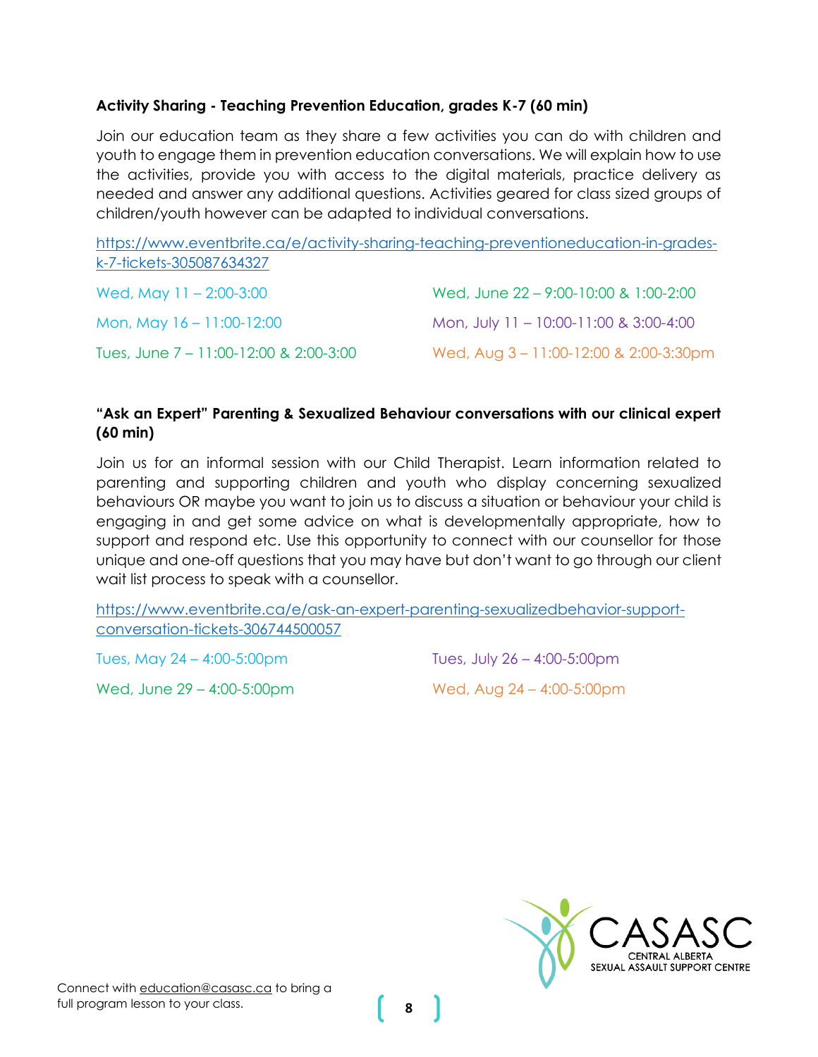**Activity Sharing - Teaching Prevention Education, grades K-7 (60 min)**

Join our education team as they share a few activities you can do with children and youth to engage them in prevention education conversations. We will explain how to use the activities, provide you with access to the digital materials, practice delivery as needed and answer any additional questions. Activities geared for class sized groups of children/youth however can be adapted to individual conversations.

https://www.eventbrite.ca/e/activity-sharing-teaching-preventioneducation-in-grades-k-7-tickets-305087634327

Wed, May 11 – 2:00-3:00

Mon, May 16 – 11:00-12:00

Tues, June 7 – 11:00-12:00 & 2:00-3:00

Wed, June 22 – 9:00-10:00 & 1:00-2:00

Mon, July 11 – 10:00-11:00 & 3:00-4:00

Wed, Aug 3 – 11:00-12:00 & 2:00-3:30pm

**"Ask an Expert" Parenting & Sexualized Behaviour conversations with our clinical expert (60 min)**

Join us for an informal session with our Child Therapist. Learn information related to parenting and supporting children and youth who display concerning sexualized behaviours OR maybe you want to join us to discuss a situation or behaviour your child is engaging in and get some advice on what is developmentally appropriate, how to support and respond etc. Use this opportunity to connect with our counsellor for those unique and one-off questions that you may have but don't want to go through our client wait list process to speak with a counsellor.

https://www.eventbrite.ca/e/ask-an-expert-parenting-sexualizedbehavior-support-conversation-tickets-306744500057

Tues, May 24 – 4:00-5:00pm

Wed, June 29 – 4:00-5:00pm

Tues, July 26 – 4:00-5:00pm

Wed, Aug 24 – 4:00-5:00pm

CASASC CENTRAL ALBERTA SEXUAL ASSAULT SUPPORT CENTRE

Connect with education@casasc.ca to bring a full program lesson to your class.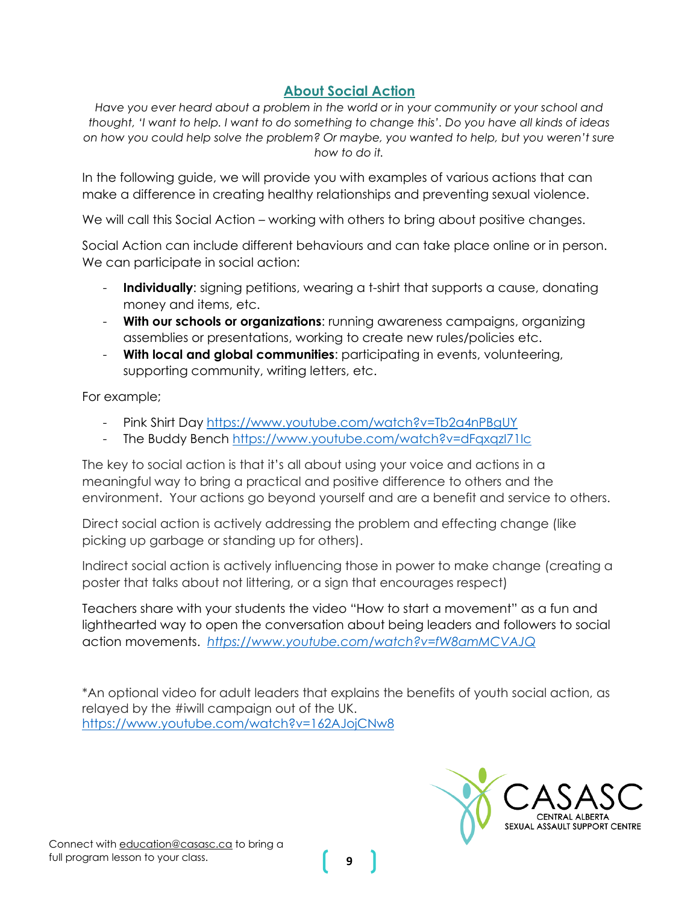## About Social Action

*Have you ever heard about a problem in the world or in your community or your school and thought, 'I want to help. I want to do something to change this'. Do you have all kinds of ideas on how you could help solve the problem? Or maybe, you wanted to help, but you weren't sure how to do it.*

In the following guide, we will provide you with examples of various actions that can make a difference in creating healthy relationships and preventing sexual violence.

We will call this Social Action – working with others to bring about positive changes.

Social Action can include different behaviours and can take place online or in person. We can participate in social action:

- **Individually**: signing petitions, wearing a t-shirt that supports a cause, donating money and items, etc.
- **With our schools or organizations**: running awareness campaigns, organizing assemblies or presentations, working to create new rules/policies etc.
- **With local and global communities**: participating in events, volunteering, supporting community, writing letters, etc.

For example;

- Pink Shirt Day https://www.youtube.com/watch?v=Tb2a4nPBgUY
- The Buddy Bench https://www.youtube.com/watch?v=dFqxqzl71lc

The key to social action is that it's all about using your voice and actions in a meaningful way to bring a practical and positive difference to others and the environment. Your actions go beyond yourself and are a benefit and service to others.

Direct social action is actively addressing the problem and effecting change (like picking up garbage or standing up for others).

Indirect social action is actively influencing those in power to make change (creating a poster that talks about not littering, or a sign that encourages respect)

Teachers share with your students the video "How to start a movement" as a fun and lighthearted way to open the conversation about being leaders and followers to social action movements. *https://www.youtube.com/watch?v=fW8amMCVAJQ*

*An optional video for adult leaders that explains the benefits of youth social action, as relayed by the #iwill campaign out of the UK. https://www.youtube.com/watch?v=162AJojCNw8

CASASC
CENTRAL ALBERTA SEXUAL ASSAULT SUPPORT CENTRE

Connect with education@casasc.ca to bring a full program lesson to your class.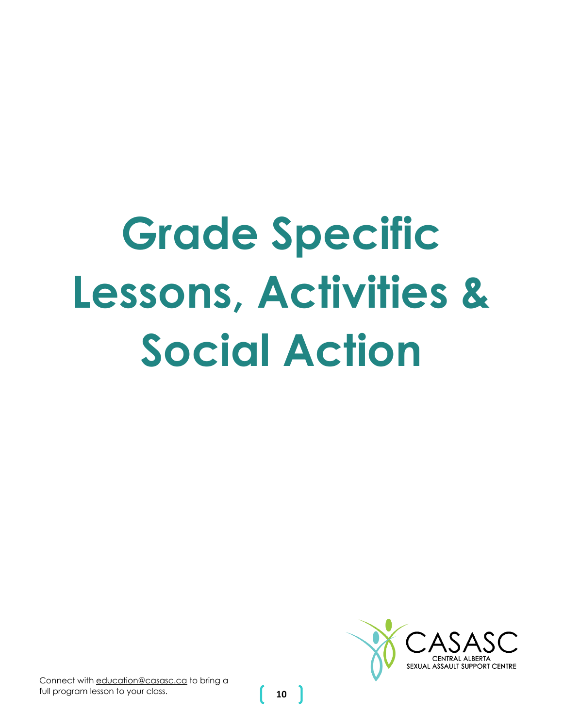# Grade Specific Lessons, Activities & Social Action

Connect with education@casasc.ca to bring a full program lesson to your class.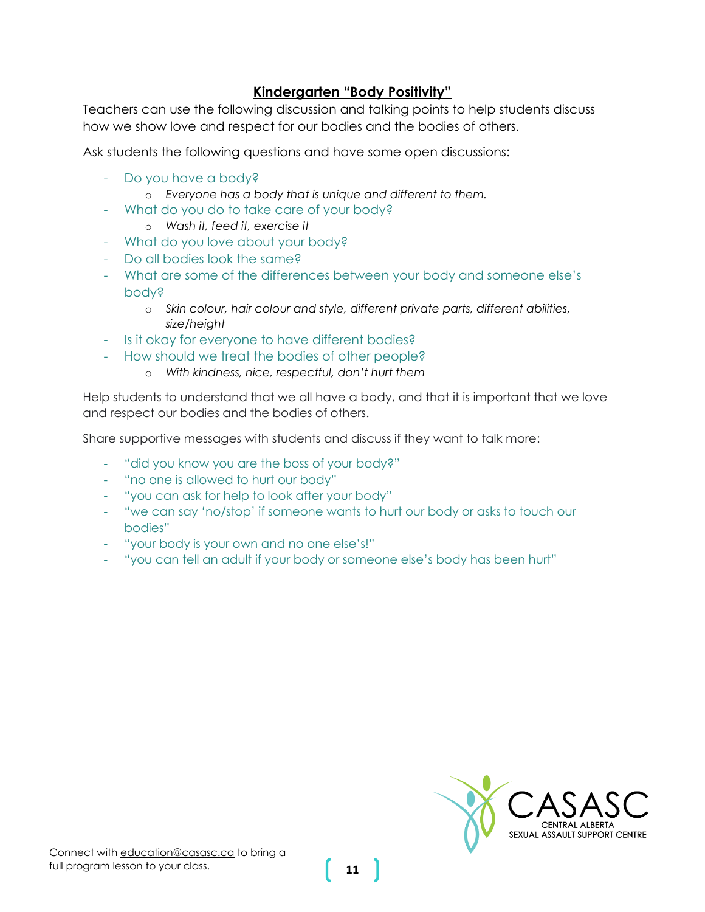## Kindergarten "Body Positivity"

Teachers can use the following discussion and talking points to help students discuss how we show love and respect for our bodies and the bodies of others.

Ask students the following questions and have some open discussions:

- Do you have a body?
    - *Everyone has a body that is unique and different to them.*
- What do you do to take care of your body?
    - *Wash it, feed it, exercise it*
- What do you love about your body?
- Do all bodies look the same?
- What are some of the differences between your body and someone else's body?
    - *Skin colour, hair colour and style, different private parts, different abilities, size/height*
- Is it okay for everyone to have different bodies?
- How should we treat the bodies of other people?
    - *With kindness, nice, respectful, don't hurt them*

Help students to understand that we all have a body, and that it is important that we love and respect our bodies and the bodies of others.

Share supportive messages with students and discuss if they want to talk more:

- "did you know you are the boss of your body?"
- "no one is allowed to hurt our body"
- "you can ask for help to look after your body"
- "we can say 'no/stop' if someone wants to hurt our body or asks to touch our bodies"
- "your body is your own and no one else's!"
- "you can tell an adult if your body or someone else's body has been hurt"

CASASC
CENTRAL ALBERTA
SEXUAL ASSAULT SUPPORT CENTRE

Connect with education@casasc.ca to bring a full program lesson to your class.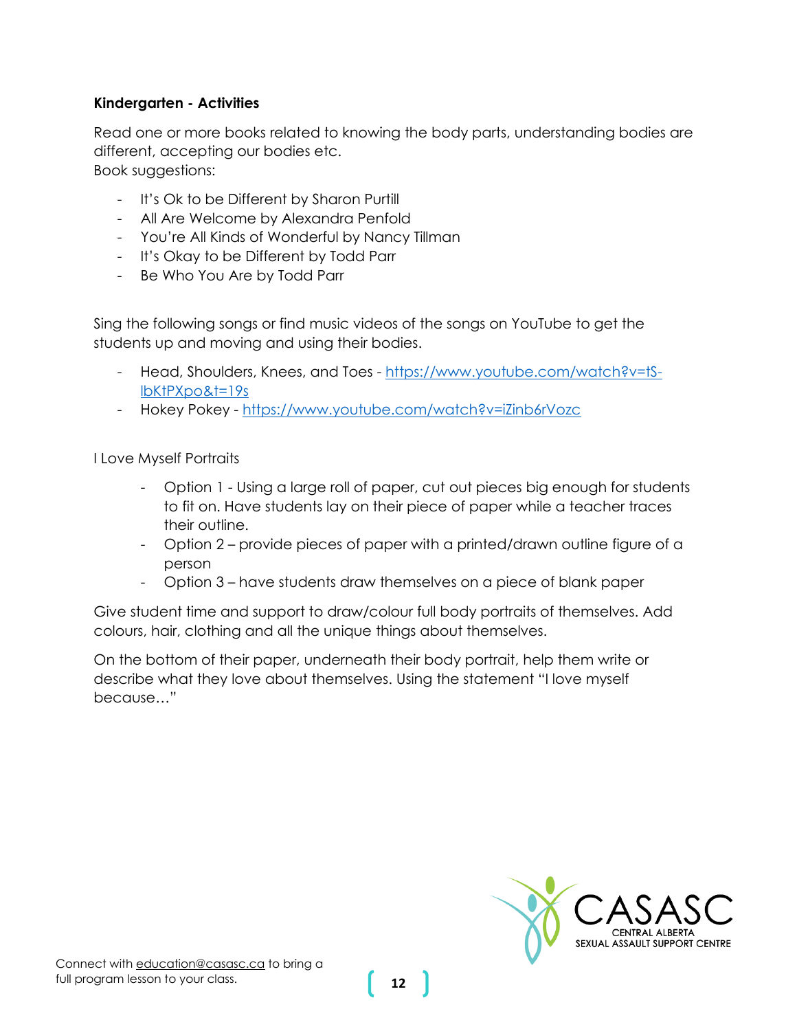**Kindergarten - Activities**

Read one or more books related to knowing the body parts, understanding bodies are different, accepting our bodies etc.
Book suggestions:

- It's Ok to be Different by Sharon Purtill
- All Are Welcome by Alexandra Penfold
- You're All Kinds of Wonderful by Nancy Tillman
- It's Okay to be Different by Todd Parr
- Be Who You Are by Todd Parr

Sing the following songs or find music videos of the songs on YouTube to get the students up and moving and using their bodies.

- Head, Shoulders, Knees, and Toes - https://www.youtube.com/watch?v=tS-lbKtPXpo&t=19s
- Hokey Pokey - https://www.youtube.com/watch?v=iZinb6rVozc

I Love Myself Portraits

- Option 1 - Using a large roll of paper, cut out pieces big enough for students to fit on. Have students lay on their piece of paper while a teacher traces their outline.
- Option 2 – provide pieces of paper with a printed/drawn outline figure of a person
- Option 3 – have students draw themselves on a piece of blank paper

Give student time and support to draw/colour full body portraits of themselves. Add colours, hair, clothing and all the unique things about themselves.

On the bottom of their paper, underneath their body portrait, help them write or describe what they love about themselves. Using the statement "I love myself because…"

Connect with education@casasc.ca to bring a full program lesson to your class.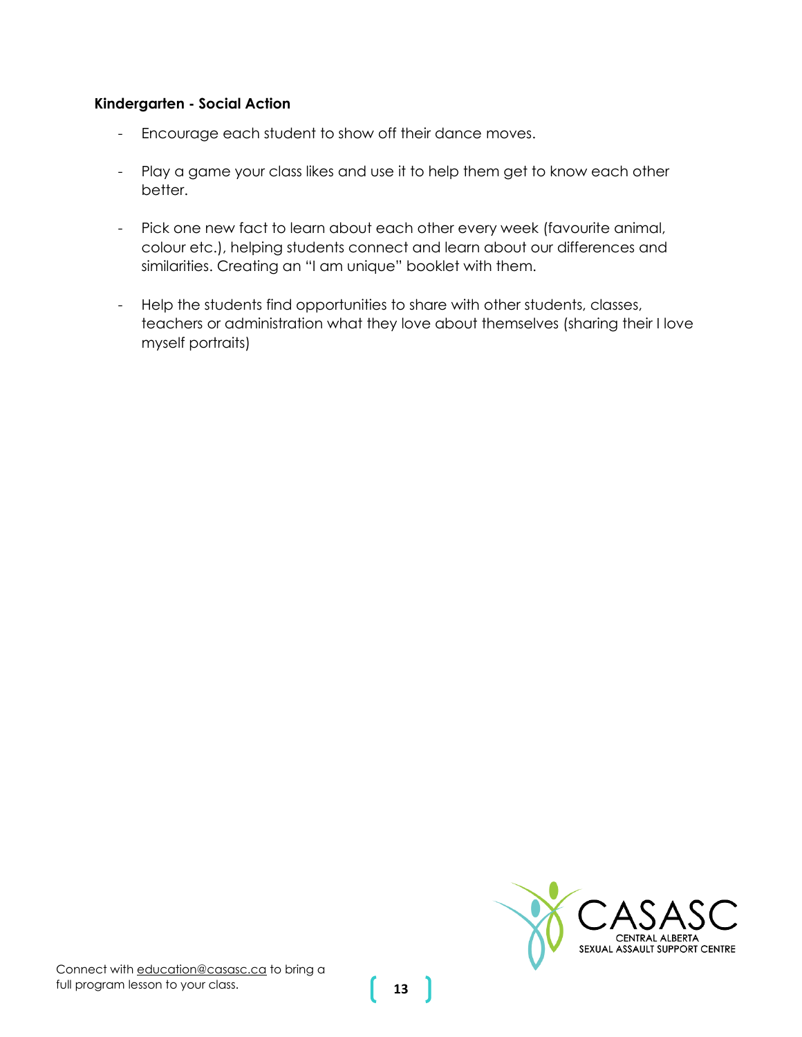**Kindergarten - Social Action**

- Encourage each student to show off their dance moves.
- Play a game your class likes and use it to help them get to know each other better.
- Pick one new fact to learn about each other every week (favourite animal, colour etc.), helping students connect and learn about our differences and similarities. Creating an "I am unique" booklet with them.
- Help the students find opportunities to share with other students, classes, teachers or administration what they love about themselves (sharing their I love myself portraits)

Connect with education@casasc.ca to bring a full program lesson to your class.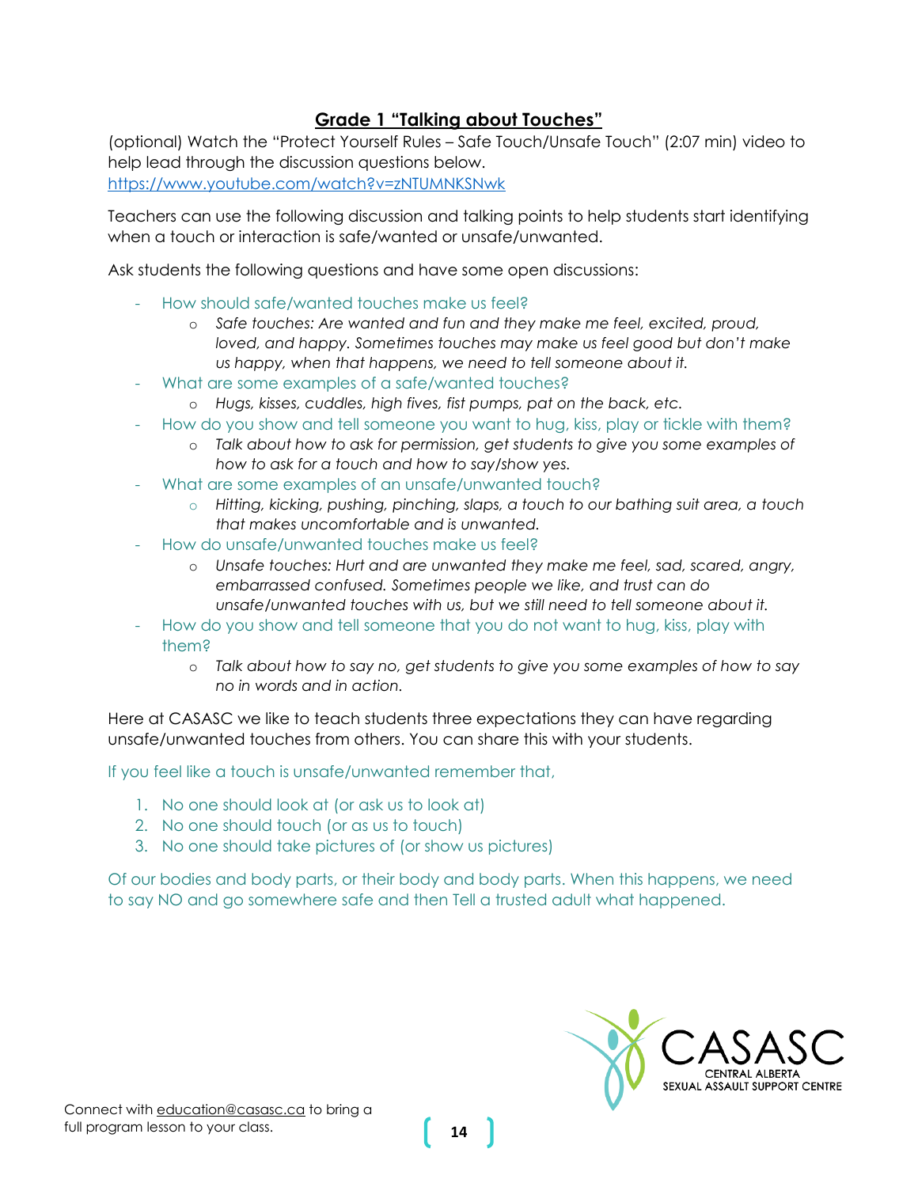## Grade 1 "Talking about Touches"

(optional) Watch the "Protect Yourself Rules – Safe Touch/Unsafe Touch" (2:07 min) video to help lead through the discussion questions below.
https://www.youtube.com/watch?v=zNTUMNKSNwk

Teachers can use the following discussion and talking points to help students start identifying when a touch or interaction is safe/wanted or unsafe/unwanted.

Ask students the following questions and have some open discussions:

- How should safe/wanted touches make us feel?
  - *Safe touches: Are wanted and fun and they make me feel, excited, proud, loved, and happy. Sometimes touches may make us feel good but don't make us happy, when that happens, we need to tell someone about it.*
- What are some examples of a safe/wanted touches?
  - *Hugs, kisses, cuddles, high fives, fist pumps, pat on the back, etc.*
- How do you show and tell someone you want to hug, kiss, play or tickle with them?
  - *Talk about how to ask for permission, get students to give you some examples of how to ask for a touch and how to say/show yes.*
- What are some examples of an unsafe/unwanted touch?
  - *Hitting, kicking, pushing, pinching, slaps, a touch to our bathing suit area, a touch that makes uncomfortable and is unwanted.*
- How do unsafe/unwanted touches make us feel?
  - *Unsafe touches: Hurt and are unwanted they make me feel, sad, scared, angry, embarrassed confused. Sometimes people we like, and trust can do unsafe/unwanted touches with us, but we still need to tell someone about it.*
- How do you show and tell someone that you do not want to hug, kiss, play with them?
  - *Talk about how to say no, get students to give you some examples of how to say no in words and in action.*

Here at CASASC we like to teach students three expectations they can have regarding unsafe/unwanted touches from others. You can share this with your students.

If you feel like a touch is unsafe/unwanted remember that,

1. No one should look at (or ask us to look at)
2. No one should touch (or as us to touch)
3. No one should take pictures of (or show us pictures)

Of our bodies and body parts, or their body and body parts. When this happens, we need to say NO and go somewhere safe and then Tell a trusted adult what happened.

CASASC
CENTRAL ALBERTA SEXUAL ASSAULT SUPPORT CENTRE

Connect with education@casasc.ca to bring a full program lesson to your class.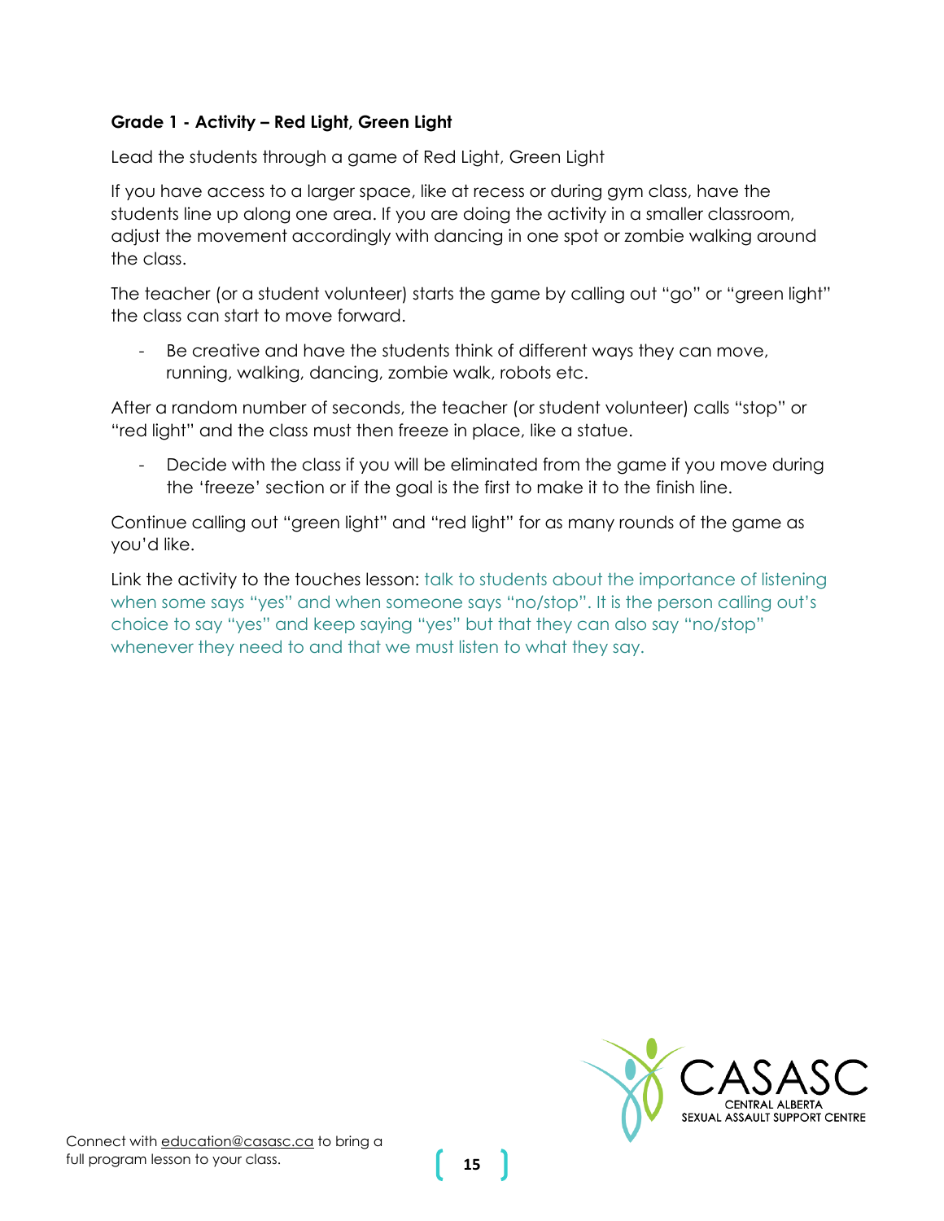**Grade 1 - Activity – Red Light, Green Light**

Lead the students through a game of Red Light, Green Light

If you have access to a larger space, like at recess or during gym class, have the students line up along one area. If you are doing the activity in a smaller classroom, adjust the movement accordingly with dancing in one spot or zombie walking around the class.

The teacher (or a student volunteer) starts the game by calling out "go" or "green light" the class can start to move forward.

- Be creative and have the students think of different ways they can move, running, walking, dancing, zombie walk, robots etc.

After a random number of seconds, the teacher (or student volunteer) calls "stop" or "red light" and the class must then freeze in place, like a statue.

- Decide with the class if you will be eliminated from the game if you move during the 'freeze' section or if the goal is the first to make it to the finish line.

Continue calling out "green light" and "red light" for as many rounds of the game as you'd like.

Link the activity to the touches lesson: talk to students about the importance of listening when some says "yes" and when someone says "no/stop". It is the person calling out's choice to say "yes" and keep saying "yes" but that they can also say "no/stop" whenever they need to and that we must listen to what they say.

CASASC
CENTRAL ALBERTA
SEXUAL ASSAULT SUPPORT CENTRE

Connect with education@casasc.ca to bring a full program lesson to your class.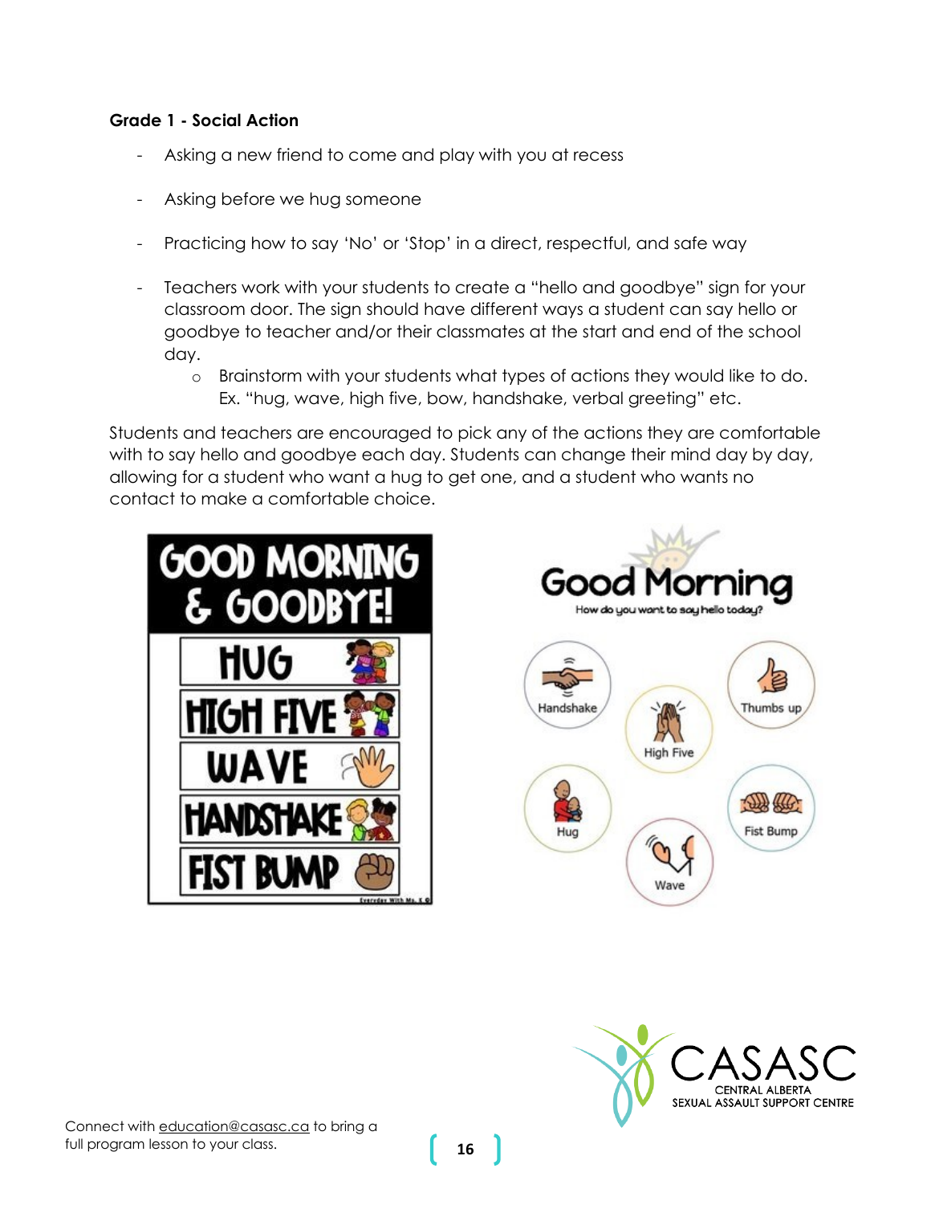**Grade 1 - Social Action**

- Asking a new friend to come and play with you at recess
- Asking before we hug someone
- Practicing how to say 'No' or 'Stop' in a direct, respectful, and safe way
- Teachers work with your students to create a "hello and goodbye" sign for your classroom door. The sign should have different ways a student can say hello or goodbye to teacher and/or their classmates at the start and end of the school day.
  - Brainstorm with your students what types of actions they would like to do. Ex. "hug, wave, high five, bow, handshake, verbal greeting" etc.

Students and teachers are encouraged to pick any of the actions they are comfortable with to say hello and goodbye each day. Students can change their mind day by day, allowing for a student who want a hug to get one, and a student who wants no contact to make a comfortable choice.

GOOD MORNING & GOODBYE!

HUG

HIGH FIVE

WAVE

HANDSHAKE

FIST BUMP

Good Morning

How do you want to say hello today?

Handshake

High Five

Thumbs up

Hug

Wave

Fist Bump

CASASC
CENTRAL ALBERTA SEXUAL ASSAULT SUPPORT CENTRE

Connect with education@casasc.ca to bring a full program lesson to your class.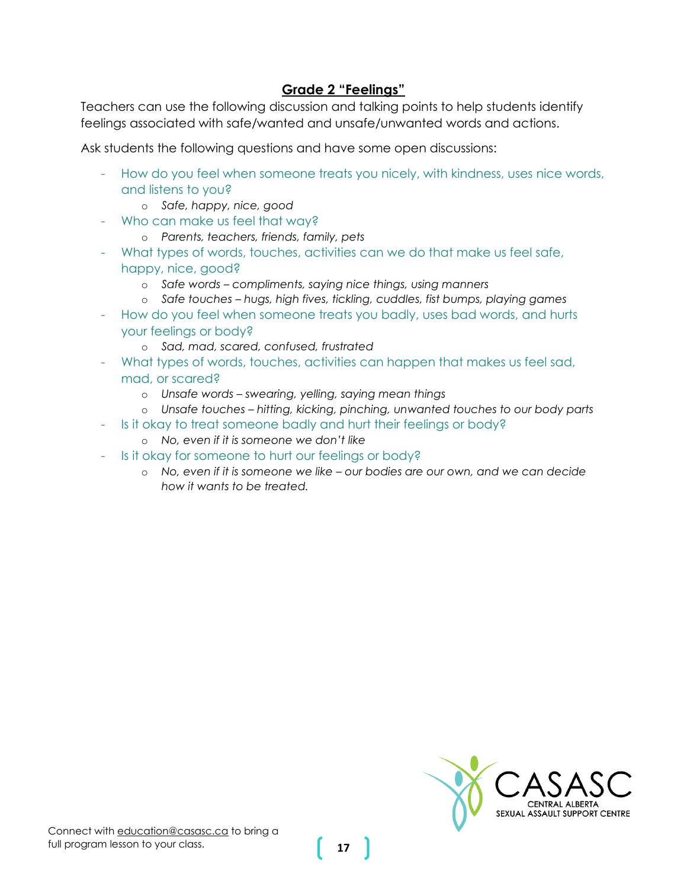## Grade 2 "Feelings"

Teachers can use the following discussion and talking points to help students identify feelings associated with safe/wanted and unsafe/unwanted words and actions.

Ask students the following questions and have some open discussions:

- How do you feel when someone treats you nicely, with kindness, uses nice words, and listens to you?
  - *Safe, happy, nice, good*
- Who can make us feel that way?
  - *Parents, teachers, friends, family, pets*
- What types of words, touches, activities can we do that make us feel safe, happy, nice, good?
  - *Safe words – compliments, saying nice things, using manners*
  - *Safe touches – hugs, high fives, tickling, cuddles, fist bumps, playing games*
- How do you feel when someone treats you badly, uses bad words, and hurts your feelings or body?
  - *Sad, mad, scared, confused, frustrated*
- What types of words, touches, activities can happen that makes us feel sad, mad, or scared?
  - *Unsafe words – swearing, yelling, saying mean things*
  - *Unsafe touches – hitting, kicking, pinching, unwanted touches to our body parts*
- Is it okay to treat someone badly and hurt their feelings or body?
  - *No, even if it is someone we don't like*
- Is it okay for someone to hurt our feelings or body?
  - *No, even if it is someone we like – our bodies are our own, and we can decide how it wants to be treated.*

CASASC
CENTRAL ALBERTA
SEXUAL ASSAULT SUPPORT CENTRE

Connect with education@casasc.ca to bring a full program lesson to your class.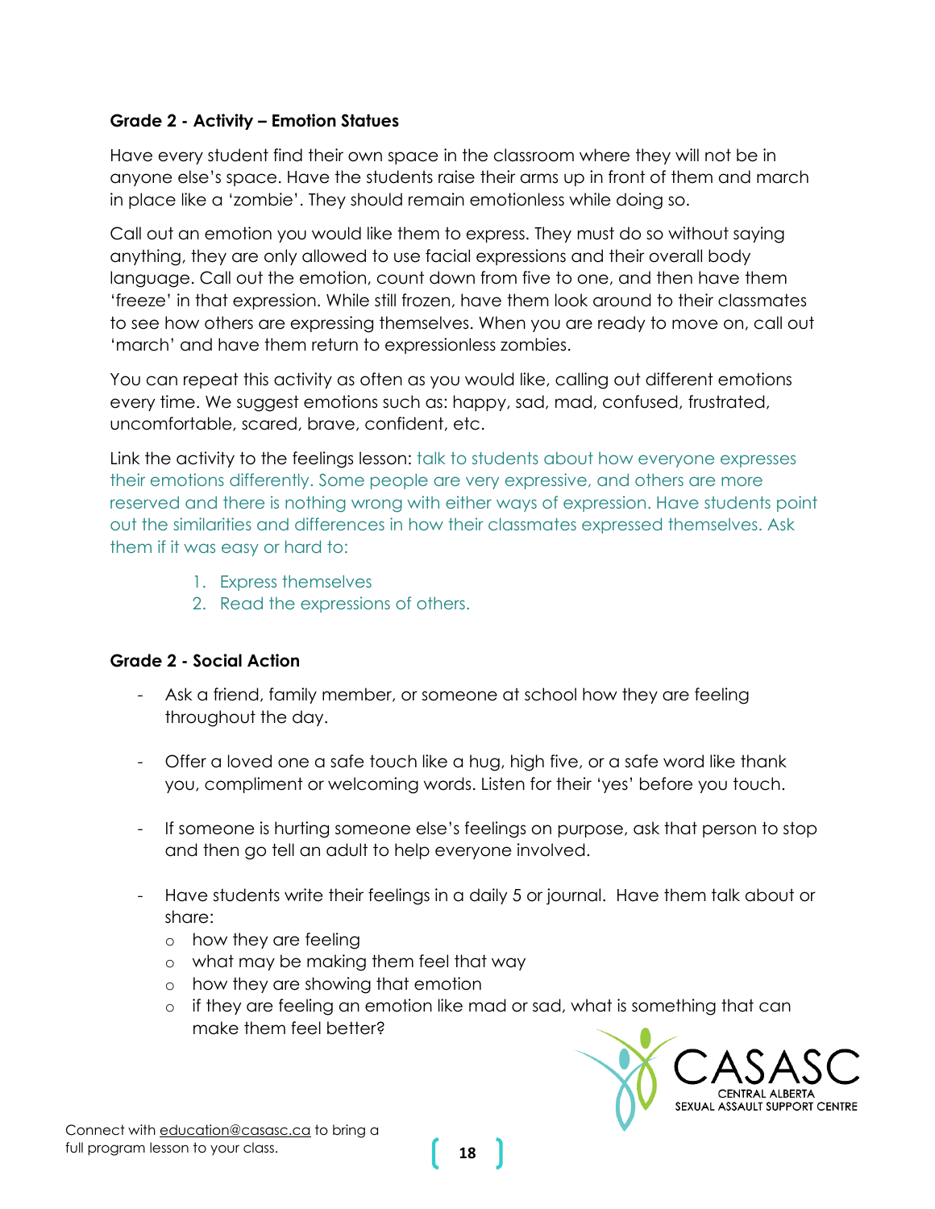**Grade 2 - Activity – Emotion Statues**

Have every student find their own space in the classroom where they will not be in anyone else's space. Have the students raise their arms up in front of them and march in place like a 'zombie'. They should remain emotionless while doing so.

Call out an emotion you would like them to express. They must do so without saying anything, they are only allowed to use facial expressions and their overall body language. Call out the emotion, count down from five to one, and then have them 'freeze' in that expression. While still frozen, have them look around to their classmates to see how others are expressing themselves. When you are ready to move on, call out 'march' and have them return to expressionless zombies.

You can repeat this activity as often as you would like, calling out different emotions every time. We suggest emotions such as: happy, sad, mad, confused, frustrated, uncomfortable, scared, brave, confident, etc.

Link the activity to the feelings lesson: talk to students about how everyone expresses their emotions differently. Some people are very expressive, and others are more reserved and there is nothing wrong with either ways of expression. Have students point out the similarities and differences in how their classmates expressed themselves. Ask them if it was easy or hard to:

1. Express themselves
2. Read the expressions of others.

**Grade 2 - Social Action**

- Ask a friend, family member, or someone at school how they are feeling throughout the day.

- Offer a loved one a safe touch like a hug, high five, or a safe word like thank you, compliment or welcoming words. Listen for their 'yes' before you touch.

- If someone is hurting someone else's feelings on purpose, ask that person to stop and then go tell an adult to help everyone involved.

- Have students write their feelings in a daily 5 or journal. Have them talk about or share:
  - how they are feeling
  - what may be making them feel that way
  - how they are showing that emotion
  - if they are feeling an emotion like mad or sad, what is something that can make them feel better?

CASASC
CENTRAL ALBERTA SEXUAL ASSAULT SUPPORT CENTRE

Connect with education@casasc.ca to bring a full program lesson to your class.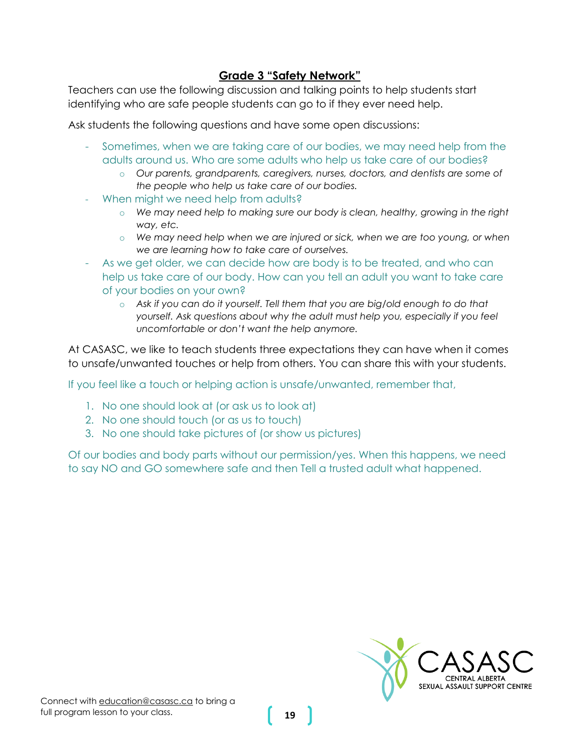## Grade 3 "Safety Network"

Teachers can use the following discussion and talking points to help students start identifying who are safe people students can go to if they ever need help.

Ask students the following questions and have some open discussions:

- Sometimes, when we are taking care of our bodies, we may need help from the adults around us. Who are some adults who help us take care of our bodies?
    - *Our parents, grandparents, caregivers, nurses, doctors, and dentists are some of the people who help us take care of our bodies.*
- When might we need help from adults?
    - *We may need help to making sure our body is clean, healthy, growing in the right way, etc.*
    - *We may need help when we are injured or sick, when we are too young, or when we are learning how to take care of ourselves.*
- As we get older, we can decide how are body is to be treated, and who can help us take care of our body. How can you tell an adult you want to take care of your bodies on your own?
    - *Ask if you can do it yourself. Tell them that you are big/old enough to do that yourself. Ask questions about why the adult must help you, especially if you feel uncomfortable or don't want the help anymore.*

At CASASC, we like to teach students three expectations they can have when it comes to unsafe/unwanted touches or help from others. You can share this with your students.

If you feel like a touch or helping action is unsafe/unwanted, remember that,

1. No one should look at (or ask us to look at)
2. No one should touch (or as us to touch)
3. No one should take pictures of (or show us pictures)

Of our bodies and body parts without our permission/yes. When this happens, we need to say NO and GO somewhere safe and then Tell a trusted adult what happened.

Connect with education@casasc.ca to bring a full program lesson to your class.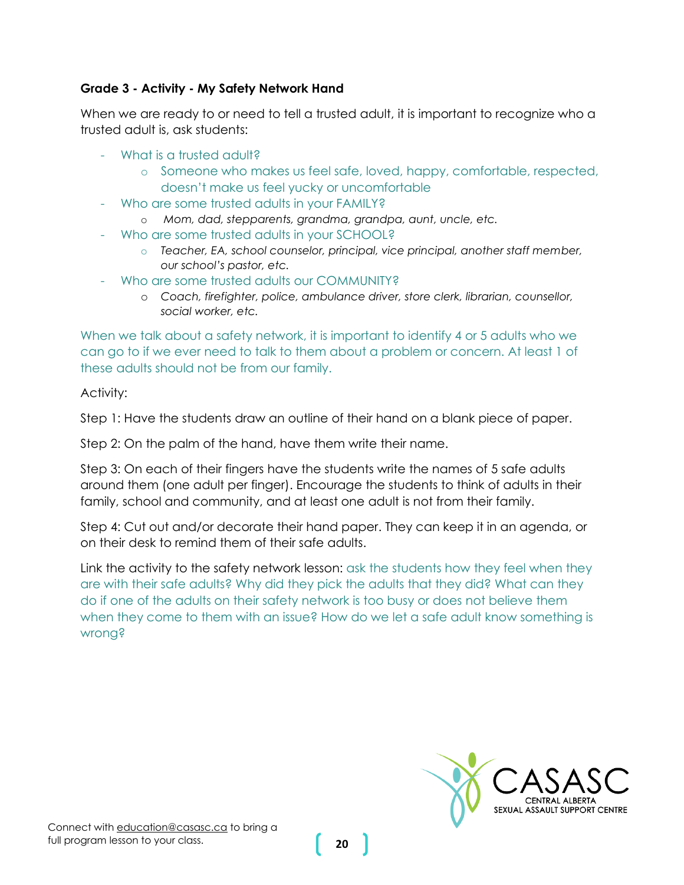**Grade 3 - Activity - My Safety Network Hand**

When we are ready to or need to tell a trusted adult, it is important to recognize who a trusted adult is, ask students:

- What is a trusted adult?
    - Someone who makes us feel safe, loved, happy, comfortable, respected, doesn't make us feel yucky or uncomfortable
- Who are some trusted adults in your FAMILY?
    - *Mom, dad, stepparents, grandma, grandpa, aunt, uncle, etc.*
- Who are some trusted adults in your SCHOOL?
    - *Teacher, EA, school counselor, principal, vice principal, another staff member, our school's pastor, etc.*
- Who are some trusted adults our COMMUNITY?
    - *Coach, firefighter, police, ambulance driver, store clerk, librarian, counsellor, social worker, etc.*

When we talk about a safety network, it is important to identify 4 or 5 adults who we can go to if we ever need to talk to them about a problem or concern. At least 1 of these adults should not be from our family.

Activity:

Step 1: Have the students draw an outline of their hand on a blank piece of paper.

Step 2: On the palm of the hand, have them write their name.

Step 3: On each of their fingers have the students write the names of 5 safe adults around them (one adult per finger). Encourage the students to think of adults in their family, school and community, and at least one adult is not from their family.

Step 4: Cut out and/or decorate their hand paper. They can keep it in an agenda, or on their desk to remind them of their safe adults.

Link the activity to the safety network lesson: ask the students how they feel when they are with their safe adults? Why did they pick the adults that they did? What can they do if one of the adults on their safety network is too busy or does not believe them when they come to them with an issue? How do we let a safe adult know something is wrong?

CASASC
CENTRAL ALBERTA
SEXUAL ASSAULT SUPPORT CENTRE

Connect with education@casasc.ca to bring a full program lesson to your class.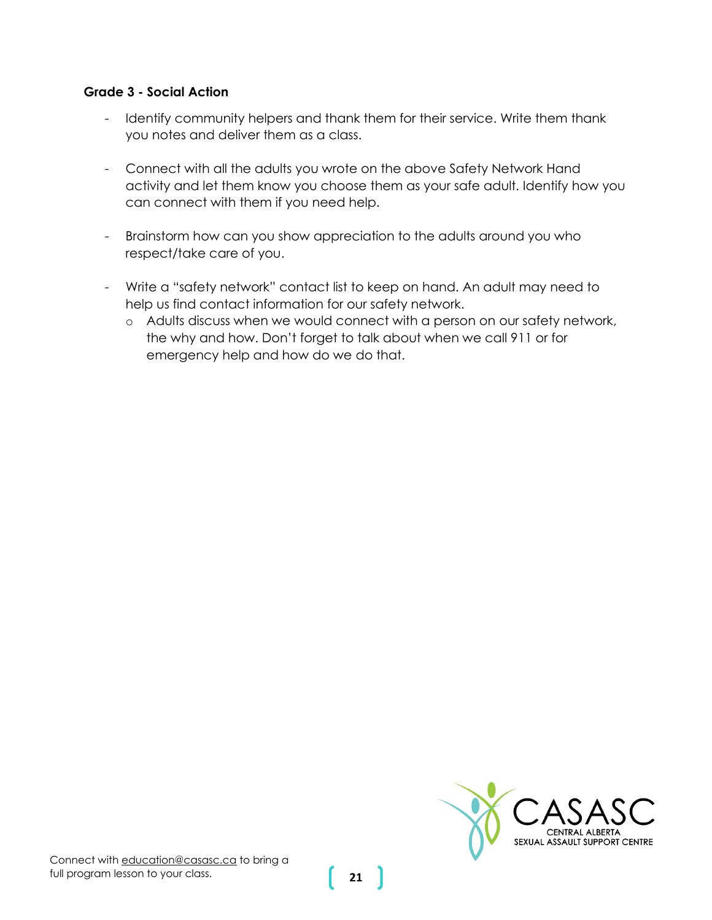**Grade 3 - Social Action**

- Identify community helpers and thank them for their service. Write them thank you notes and deliver them as a class.

- Connect with all the adults you wrote on the above Safety Network Hand activity and let them know you choose them as your safe adult. Identify how you can connect with them if you need help.

- Brainstorm how can you show appreciation to the adults around you who respect/take care of you.

- Write a "safety network" contact list to keep on hand. An adult may need to help us find contact information for our safety network.
  - Adults discuss when we would connect with a person on our safety network, the why and how. Don't forget to talk about when we call 911 or for emergency help and how do we do that.

Connect with education@casasc.ca to bring a full program lesson to your class.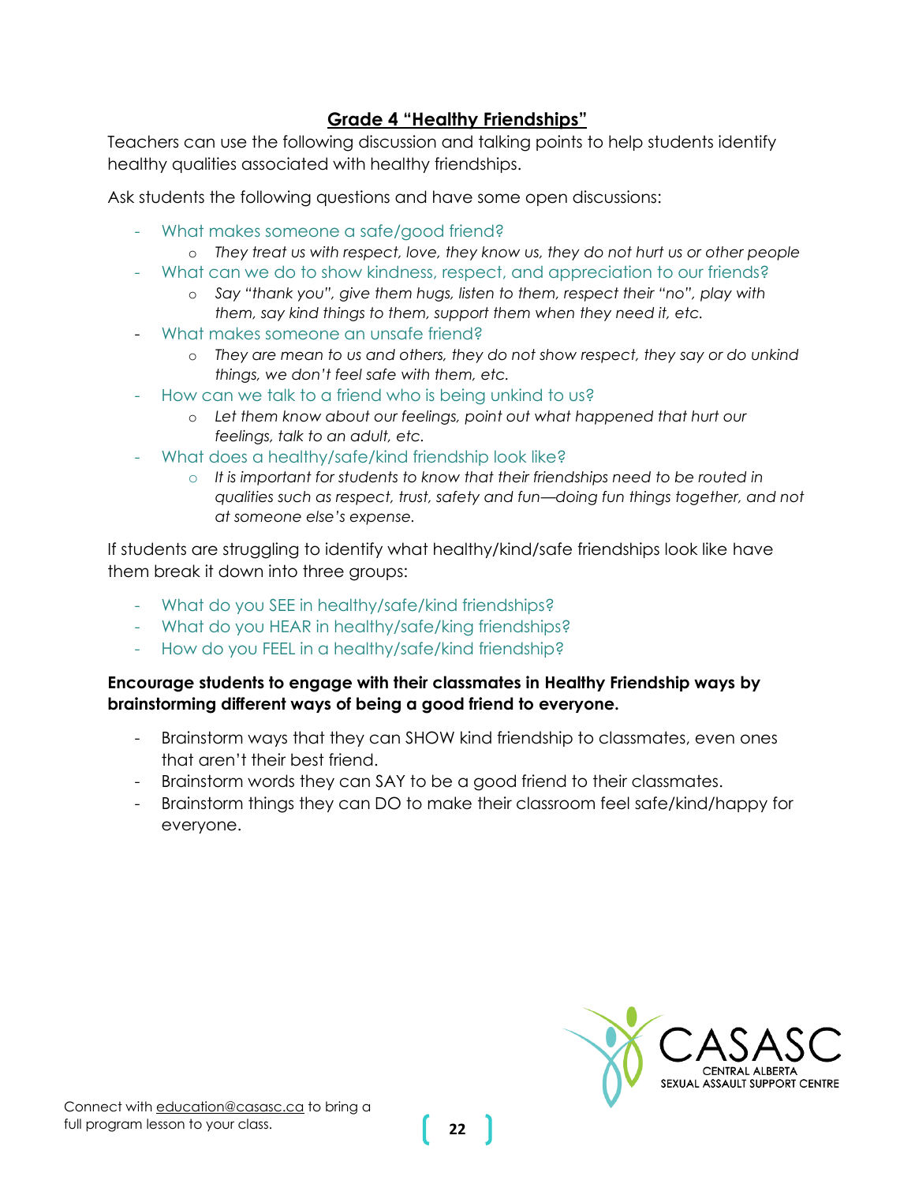## Grade 4 "Healthy Friendships"

Teachers can use the following discussion and talking points to help students identify healthy qualities associated with healthy friendships.

Ask students the following questions and have some open discussions:

- What makes someone a safe/good friend?
    - *They treat us with respect, love, they know us, they do not hurt us or other people*
- What can we do to show kindness, respect, and appreciation to our friends?
    - *Say "thank you", give them hugs, listen to them, respect their "no", play with them, say kind things to them, support them when they need it, etc.*
- What makes someone an unsafe friend?
    - *They are mean to us and others, they do not show respect, they say or do unkind things, we don't feel safe with them, etc.*
- How can we talk to a friend who is being unkind to us?
    - *Let them know about our feelings, point out what happened that hurt our feelings, talk to an adult, etc.*
- What does a healthy/safe/kind friendship look like?
    - *It is important for students to know that their friendships need to be routed in qualities such as respect, trust, safety and fun—doing fun things together, and not at someone else's expense.*

If students are struggling to identify what healthy/kind/safe friendships look like have them break it down into three groups:

- What do you SEE in healthy/safe/kind friendships?
- What do you HEAR in healthy/safe/king friendships?
- How do you FEEL in a healthy/safe/kind friendship?

**Encourage students to engage with their classmates in Healthy Friendship ways by brainstorming different ways of being a good friend to everyone.**

- Brainstorm ways that they can SHOW kind friendship to classmates, even ones that aren't their best friend.
- Brainstorm words they can SAY to be a good friend to their classmates.
- Brainstorm things they can DO to make their classroom feel safe/kind/happy for everyone.

CASASC
CENTRAL ALBERTA SEXUAL ASSAULT SUPPORT CENTRE

Connect with education@casasc.ca to bring a full program lesson to your class.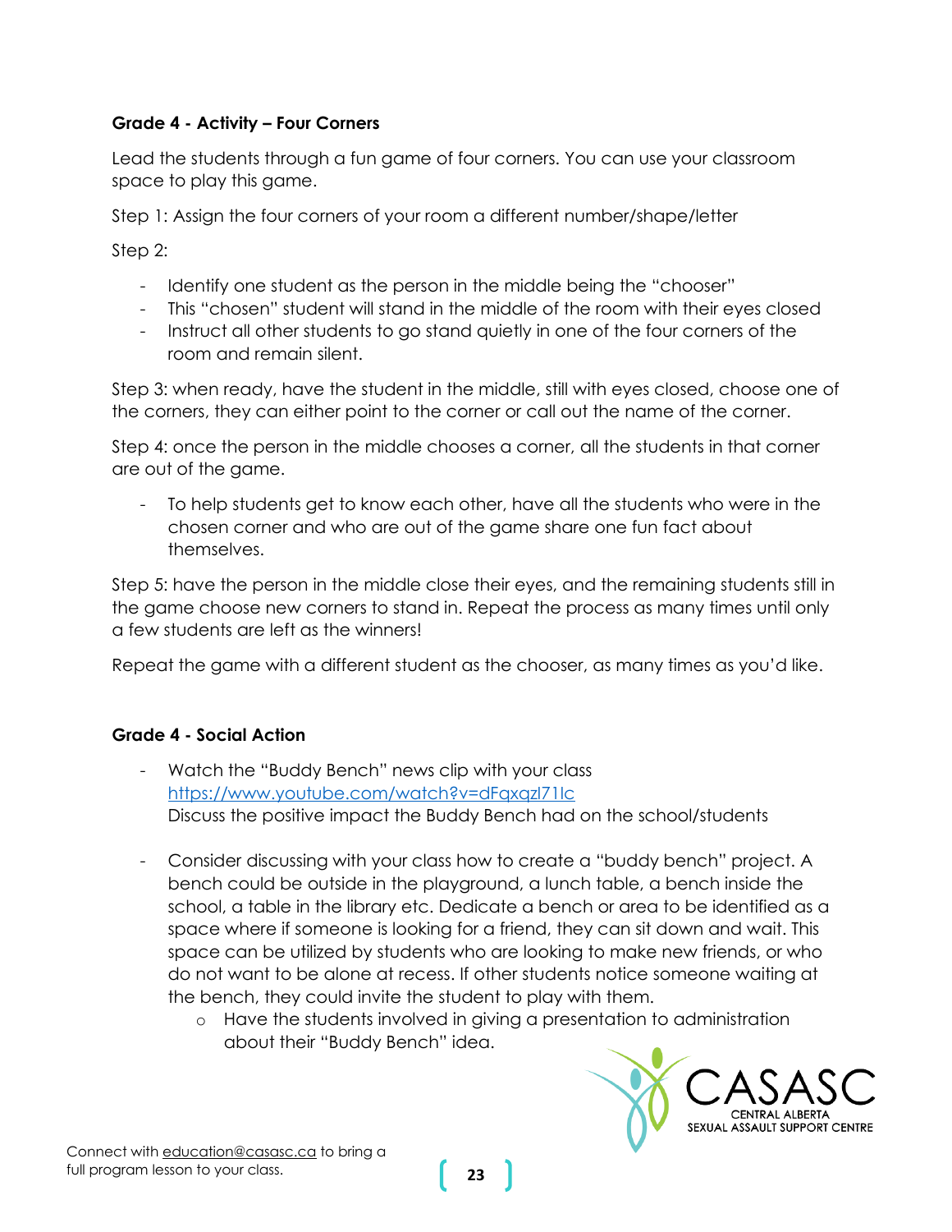### Grade 4 - Activity – Four Corners

Lead the students through a fun game of four corners. You can use your classroom space to play this game.

Step 1: Assign the four corners of your room a different number/shape/letter

Step 2:

- Identify one student as the person in the middle being the "chooser"
- This "chosen" student will stand in the middle of the room with their eyes closed
- Instruct all other students to go stand quietly in one of the four corners of the room and remain silent.

Step 3: when ready, have the student in the middle, still with eyes closed, choose one of the corners, they can either point to the corner or call out the name of the corner.

Step 4: once the person in the middle chooses a corner, all the students in that corner are out of the game.

- To help students get to know each other, have all the students who were in the chosen corner and who are out of the game share one fun fact about themselves.

Step 5: have the person in the middle close their eyes, and the remaining students still in the game choose new corners to stand in. Repeat the process as many times until only a few students are left as the winners!

Repeat the game with a different student as the chooser, as many times as you'd like.

### Grade 4 - Social Action

- Watch the "Buddy Bench" news clip with your class [https://www.youtube.com/watch?v=dFqxqzl71Ic](https://www.youtube.com/watch?v=dFqxqzl71Ic)
  Discuss the positive impact the Buddy Bench had on the school/students

- Consider discussing with your class how to create a "buddy bench" project. A bench could be outside in the playground, a lunch table, a bench inside the school, a table in the library etc. Dedicate a bench or area to be identified as a space where if someone is looking for a friend, they can sit down and wait. This space can be utilized by students who are looking to make new friends, or who do not want to be alone at recess. If other students notice someone waiting at the bench, they could invite the student to play with them.
  - Have the students involved in giving a presentation to administration about their "Buddy Bench" idea.

CASASC CENTRAL ALBERTA SEXUAL ASSAULT SUPPORT CENTRE

Connect with education@casasc.ca to bring a full program lesson to your class.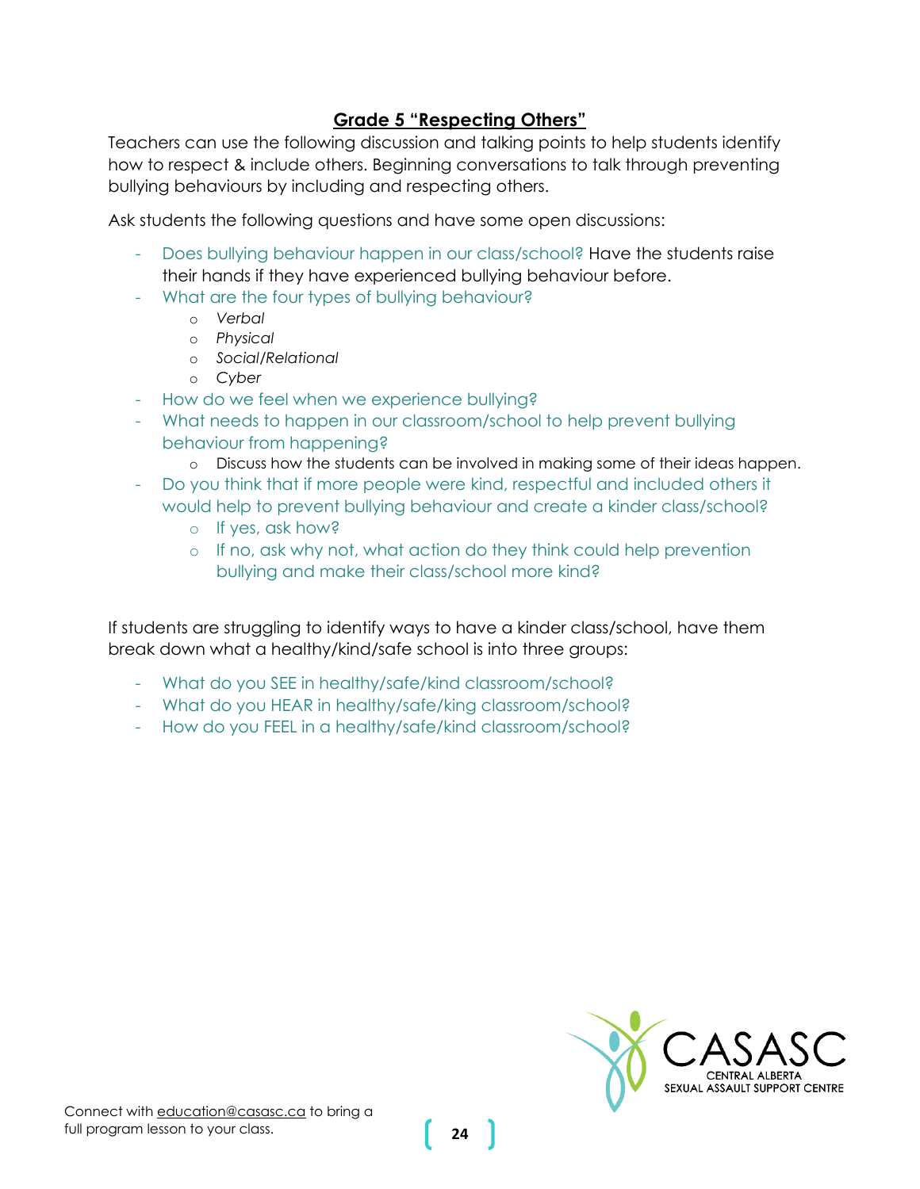## **Grade 5 "Respecting Others"**

Teachers can use the following discussion and talking points to help students identify how to respect & include others. Beginning conversations to talk through preventing bullying behaviours by including and respecting others.

Ask students the following questions and have some open discussions:

- Does bullying behaviour happen in our class/school? Have the students raise their hands if they have experienced bullying behaviour before.
- What are the four types of bullying behaviour?
  - *Verbal*
  - *Physical*
  - *Social/Relational*
  - *Cyber*
- How do we feel when we experience bullying?
- What needs to happen in our classroom/school to help prevent bullying behaviour from happening?
  - Discuss how the students can be involved in making some of their ideas happen.
- Do you think that if more people were kind, respectful and included others it would help to prevent bullying behaviour and create a kinder class/school?
  - If yes, ask how?
  - If no, ask why not, what action do they think could help prevention bullying and make their class/school more kind?

If students are struggling to identify ways to have a kinder class/school, have them break down what a healthy/kind/safe school is into three groups:

- What do you SEE in healthy/safe/kind classroom/school?
- What do you HEAR in healthy/safe/king classroom/school?
- How do you FEEL in a healthy/safe/kind classroom/school?

CASASC
CENTRAL ALBERTA SEXUAL ASSAULT SUPPORT CENTRE

Connect with education@casasc.ca to bring a full program lesson to your class.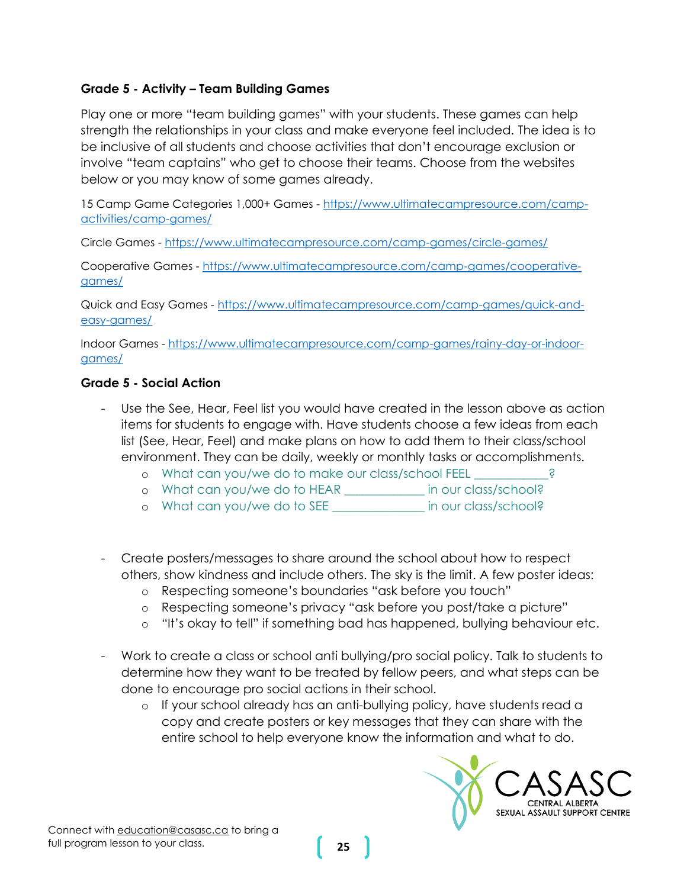### Grade 5 - Activity – Team Building Games

Play one or more "team building games" with your students. These games can help strength the relationships in your class and make everyone feel included. The idea is to be inclusive of all students and choose activities that don't encourage exclusion or involve "team captains" who get to choose their teams. Choose from the websites below or you may know of some games already.

15 Camp Game Categories 1,000+ Games - [https://www.ultimatecampresource.com/camp-activities/camp-games/](https://www.ultimatecampresource.com/camp-activities/camp-games/)

Circle Games - [https://www.ultimatecampresource.com/camp-games/circle-games/](https://www.ultimatecampresource.com/camp-games/circle-games/)

Cooperative Games - [https://www.ultimatecampresource.com/camp-games/cooperative-games/](https://www.ultimatecampresource.com/camp-games/cooperative-games/)

Quick and Easy Games - [https://www.ultimatecampresource.com/camp-games/quick-and-easy-games/](https://www.ultimatecampresource.com/camp-games/quick-and-easy-games/)

Indoor Games - [https://www.ultimatecampresource.com/camp-games/rainy-day-or-indoor-games/](https://www.ultimatecampresource.com/camp-games/rainy-day-or-indoor-games/)

### Grade 5 - Social Action

- Use the See, Hear, Feel list you would have created in the lesson above as action items for students to engage with. Have students choose a few ideas from each list (See, Hear, Feel) and make plans on how to add them to their class/school environment. They can be daily, weekly or monthly tasks or accomplishments.
  - What can you/we do to make our class/school FEEL ___________?
  - What can you/we do to HEAR ____________ in our class/school?
  - What can you/we do to SEE ______________ in our class/school?

- Create posters/messages to share around the school about how to respect others, show kindness and include others. The sky is the limit. A few poster ideas:
  - Respecting someone's boundaries "ask before you touch"
  - Respecting someone's privacy "ask before you post/take a picture"
  - "It's okay to tell" if something bad has happened, bullying behaviour etc.

- Work to create a class or school anti bullying/pro social policy. Talk to students to determine how they want to be treated by fellow peers, and what steps can be done to encourage pro social actions in their school.
  - If your school already has an anti-bullying policy, have students read a copy and create posters or key messages that they can share with the entire school to help everyone know the information and what to do.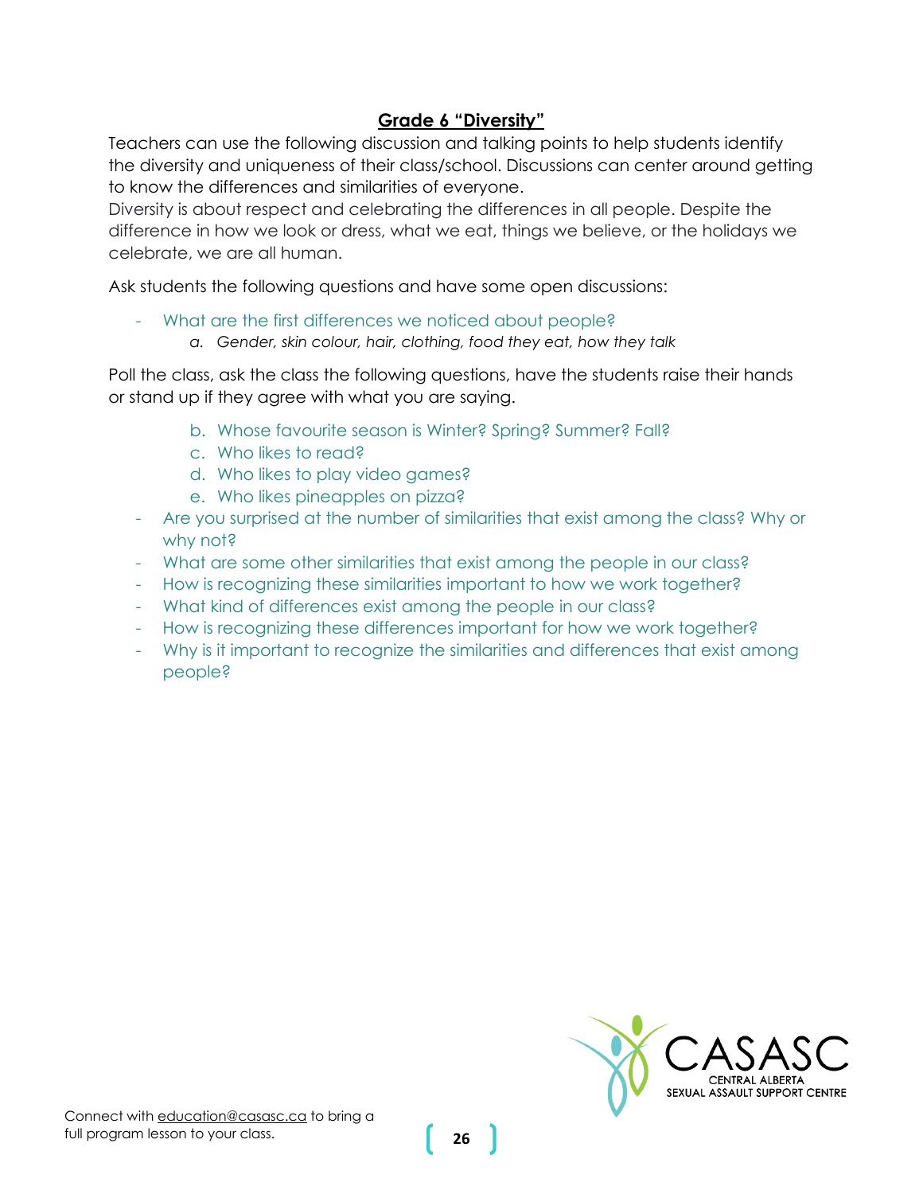## **Grade 6 "Diversity"**

Teachers can use the following discussion and talking points to help students identify the diversity and uniqueness of their class/school. Discussions can center around getting to know the differences and similarities of everyone.

Diversity is about respect and celebrating the differences in all people. Despite the difference in how we look or dress, what we eat, things we believe, or the holidays we celebrate, we are all human.

Ask students the following questions and have some open discussions:

- What are the first differences we noticed about people?
  a. *Gender, skin colour, hair, clothing, food they eat, how they talk*

Poll the class, ask the class the following questions, have the students raise their hands or stand up if they agree with what you are saying.

  b. Whose favourite season is Winter? Spring? Summer? Fall?
  c. Who likes to read?
  d. Who likes to play video games?
  e. Who likes pineapples on pizza?

- Are you surprised at the number of similarities that exist among the class? Why or why not?
- What are some other similarities that exist among the people in our class?
- How is recognizing these similarities important to how we work together?
- What kind of differences exist among the people in our class?
- How is recognizing these differences important for how we work together?
- Why is it important to recognize the similarities and differences that exist among people?

CASASC
CENTRAL ALBERTA
SEXUAL ASSAULT SUPPORT CENTRE

Connect with education@casasc.ca to bring a full program lesson to your class.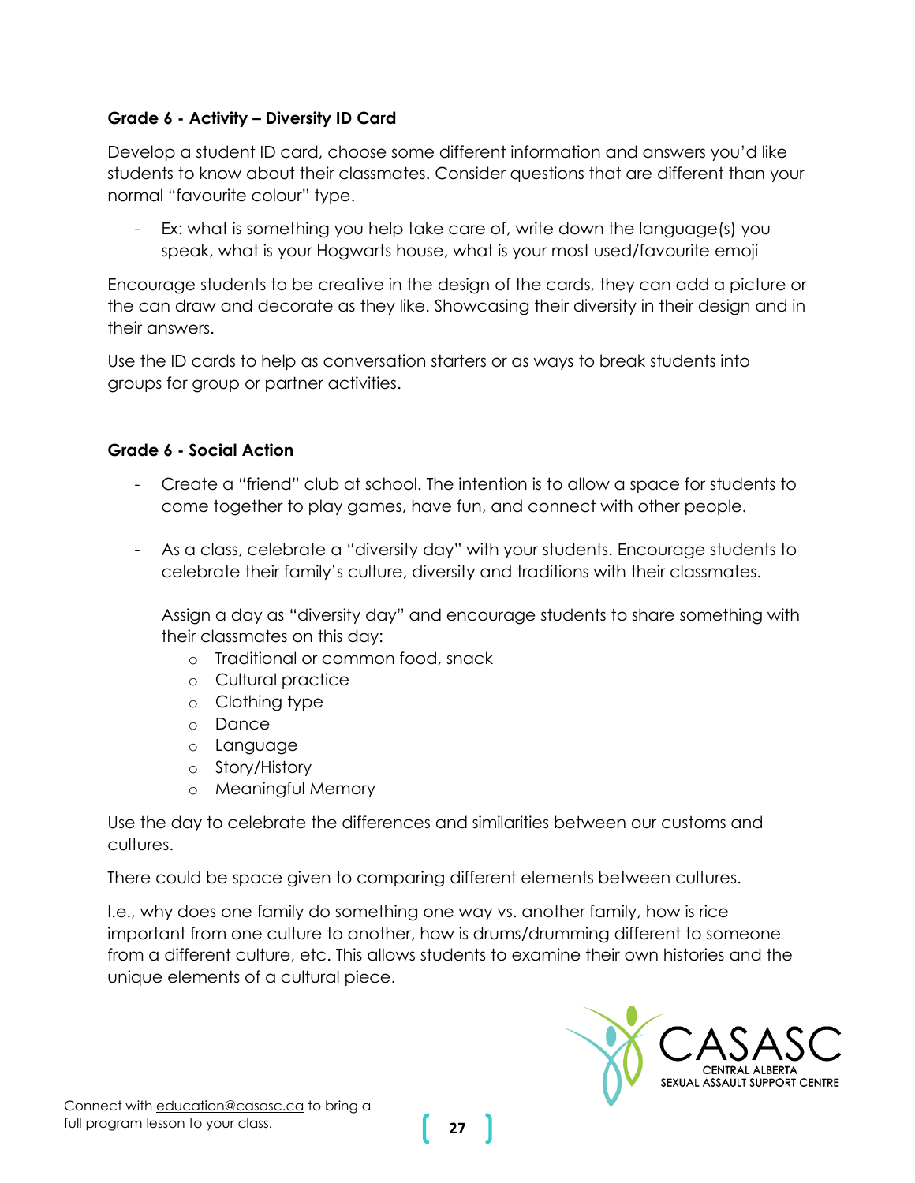**Grade 6 - Activity – Diversity ID Card**

Develop a student ID card, choose some different information and answers you'd like students to know about their classmates. Consider questions that are different than your normal "favourite colour" type.

- Ex: what is something you help take care of, write down the language(s) you speak, what is your Hogwarts house, what is your most used/favourite emoji

Encourage students to be creative in the design of the cards, they can add a picture or the can draw and decorate as they like. Showcasing their diversity in their design and in their answers.

Use the ID cards to help as conversation starters or as ways to break students into groups for group or partner activities.

**Grade 6 - Social Action**

- Create a "friend" club at school. The intention is to allow a space for students to come together to play games, have fun, and connect with other people.
- As a class, celebrate a "diversity day" with your students. Encourage students to celebrate their family's culture, diversity and traditions with their classmates.

  Assign a day as "diversity day" and encourage students to share something with their classmates on this day:
    - Traditional or common food, snack
    - Cultural practice
    - Clothing type
    - Dance
    - Language
    - Story/History
    - Meaningful Memory

Use the day to celebrate the differences and similarities between our customs and cultures.

There could be space given to comparing different elements between cultures.

I.e., why does one family do something one way vs. another family, how is rice important from one culture to another, how is drums/drumming different to someone from a different culture, etc. This allows students to examine their own histories and the unique elements of a cultural piece.

CASASC
CENTRAL ALBERTA
SEXUAL ASSAULT SUPPORT CENTRE

Connect with education@casasc.ca to bring a full program lesson to your class.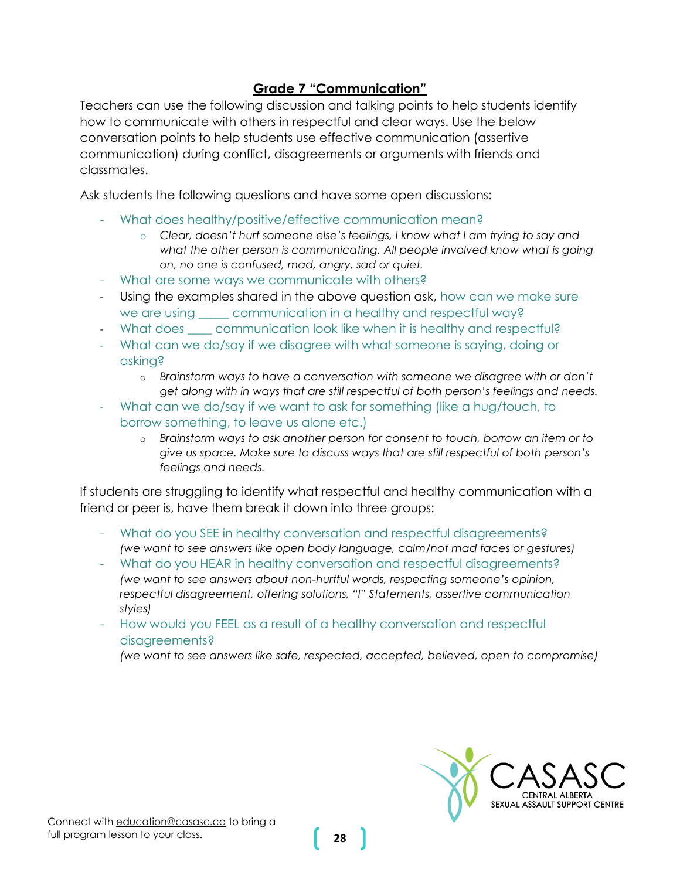## **Grade 7 "Communication"**

Teachers can use the following discussion and talking points to help students identify how to communicate with others in respectful and clear ways. Use the below conversation points to help students use effective communication (assertive communication) during conflict, disagreements or arguments with friends and classmates.

Ask students the following questions and have some open discussions:

- What does healthy/positive/effective communication mean?
  - *Clear, doesn't hurt someone else's feelings, I know what I am trying to say and what the other person is communicating. All people involved know what is going on, no one is confused, mad, angry, sad or quiet.*
- What are some ways we communicate with others?
- Using the examples shared in the above question ask, how can we make sure we are using _____ communication in a healthy and respectful way?
- What does ____ communication look like when it is healthy and respectful?
- What can we do/say if we disagree with what someone is saying, doing or asking?
  - *Brainstorm ways to have a conversation with someone we disagree with or don't get along with in ways that are still respectful of both person's feelings and needs.*
- What can we do/say if we want to ask for something (like a hug/touch, to borrow something, to leave us alone etc.)
  - *Brainstorm ways to ask another person for consent to touch, borrow an item or to give us space. Make sure to discuss ways that are still respectful of both person's feelings and needs.*

If students are struggling to identify what respectful and healthy communication with a friend or peer is, have them break it down into three groups:

- What do you SEE in healthy conversation and respectful disagreements?
  *(we want to see answers like open body language, calm/not mad faces or gestures)*
- What do you HEAR in healthy conversation and respectful disagreements?
  *(we want to see answers about non-hurtful words, respecting someone's opinion, respectful disagreement, offering solutions, "I" Statements, assertive communication styles)*
- How would you FEEL as a result of a healthy conversation and respectful disagreements?
  *(we want to see answers like safe, respected, accepted, believed, open to compromise)*

CASASC
CENTRAL ALBERTA
SEXUAL ASSAULT SUPPORT CENTRE

Connect with education@casasc.ca to bring a full program lesson to your class.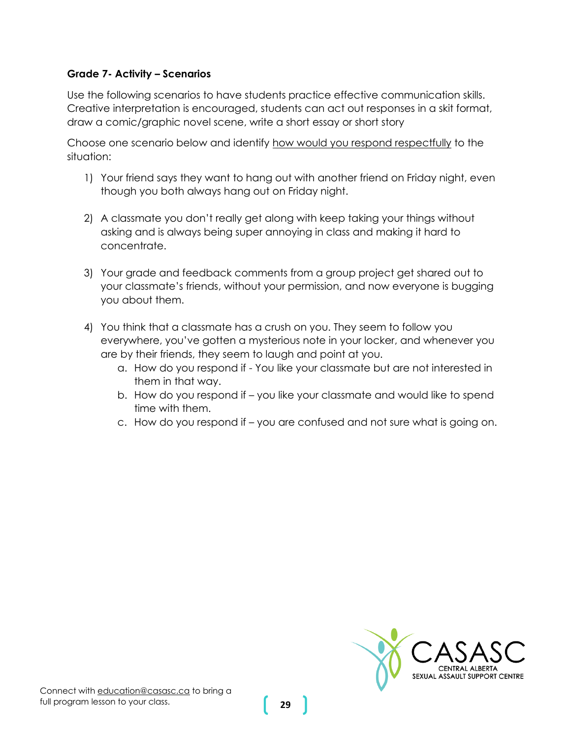**Grade 7- Activity – Scenarios**

Use the following scenarios to have students practice effective communication skills. Creative interpretation is encouraged, students can act out responses in a skit format, draw a comic/graphic novel scene, write a short essay or short story

Choose one scenario below and identify <u>how would you respond respectfully</u> to the situation:

1) Your friend says they want to hang out with another friend on Friday night, even though you both always hang out on Friday night.

2) A classmate you don't really get along with keep taking your things without asking and is always being super annoying in class and making it hard to concentrate.

3) Your grade and feedback comments from a group project get shared out to your classmate's friends, without your permission, and now everyone is bugging you about them.

4) You think that a classmate has a crush on you. They seem to follow you everywhere, you've gotten a mysterious note in your locker, and whenever you are by their friends, they seem to laugh and point at you.
    a. How do you respond if - You like your classmate but are not interested in them in that way.
    b. How do you respond if – you like your classmate and would like to spend time with them.
    c. How do you respond if – you are confused and not sure what is going on.

Connect with education@casasc.ca to bring a full program lesson to your class.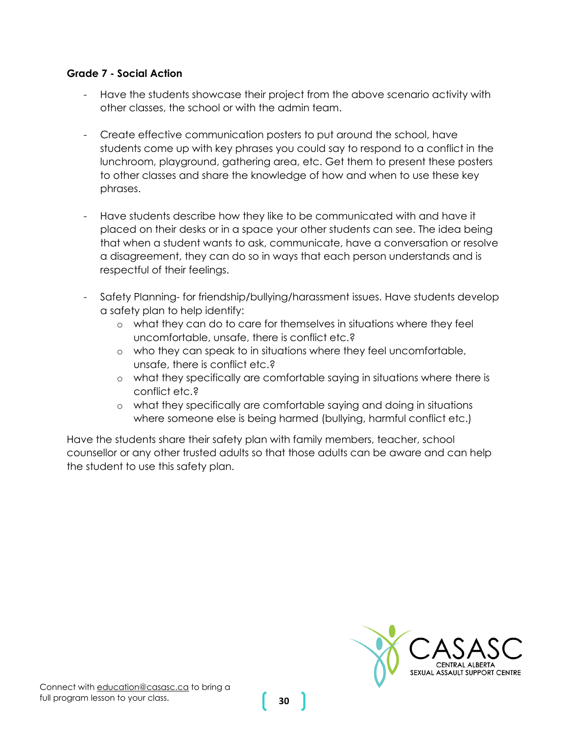**Grade 7 - Social Action**

- Have the students showcase their project from the above scenario activity with other classes, the school or with the admin team.

- Create effective communication posters to put around the school, have students come up with key phrases you could say to respond to a conflict in the lunchroom, playground, gathering area, etc. Get them to present these posters to other classes and share the knowledge of how and when to use these key phrases.

- Have students describe how they like to be communicated with and have it placed on their desks or in a space your other students can see. The idea being that when a student wants to ask, communicate, have a conversation or resolve a disagreement, they can do so in ways that each person understands and is respectful of their feelings.

- Safety Planning- for friendship/bullying/harassment issues. Have students develop a safety plan to help identify:
    - what they can do to care for themselves in situations where they feel uncomfortable, unsafe, there is conflict etc.?
    - who they can speak to in situations where they feel uncomfortable, unsafe, there is conflict etc.?
    - what they specifically are comfortable saying in situations where there is conflict etc.?
    - what they specifically are comfortable saying and doing in situations where someone else is being harmed (bullying, harmful conflict etc.)

Have the students share their safety plan with family members, teacher, school counsellor or any other trusted adults so that those adults can be aware and can help the student to use this safety plan.

Connect with education@casasc.ca to bring a full program lesson to your class.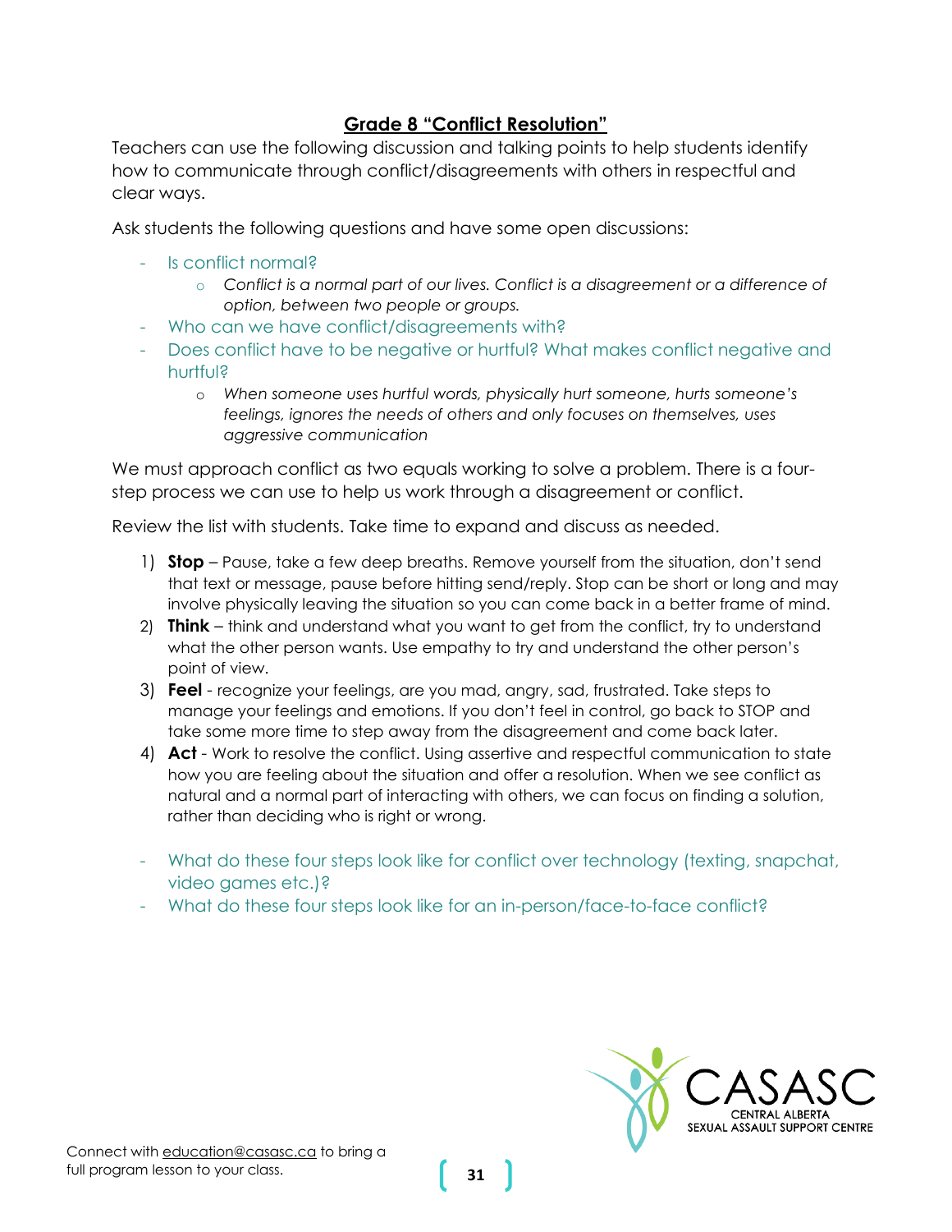## Grade 8 "Conflict Resolution"

Teachers can use the following discussion and talking points to help students identify how to communicate through conflict/disagreements with others in respectful and clear ways.

Ask students the following questions and have some open discussions:

- Is conflict normal?
  - *Conflict is a normal part of our lives. Conflict is a disagreement or a difference of option, between two people or groups.*
- Who can we have conflict/disagreements with?
- Does conflict have to be negative or hurtful? What makes conflict negative and hurtful?
  - *When someone uses hurtful words, physically hurt someone, hurts someone's feelings, ignores the needs of others and only focuses on themselves, uses aggressive communication*

We must approach conflict as two equals working to solve a problem. There is a four-step process we can use to help us work through a disagreement or conflict.

Review the list with students. Take time to expand and discuss as needed.

1) **Stop** – Pause, take a few deep breaths. Remove yourself from the situation, don't send that text or message, pause before hitting send/reply. Stop can be short or long and may involve physically leaving the situation so you can come back in a better frame of mind.
2) **Think** – think and understand what you want to get from the conflict, try to understand what the other person wants. Use empathy to try and understand the other person's point of view.
3) **Feel** - recognize your feelings, are you mad, angry, sad, frustrated. Take steps to manage your feelings and emotions. If you don't feel in control, go back to STOP and take some more time to step away from the disagreement and come back later.
4) **Act** - Work to resolve the conflict. Using assertive and respectful communication to state how you are feeling about the situation and offer a resolution. When we see conflict as natural and a normal part of interacting with others, we can focus on finding a solution, rather than deciding who is right or wrong.

- What do these four steps look like for conflict over technology (texting, snapchat, video games etc.)?
- What do these four steps look like for an in-person/face-to-face conflict?

CASASC
CENTRAL ALBERTA
SEXUAL ASSAULT SUPPORT CENTRE

Connect with education@casasc.ca to bring a full program lesson to your class.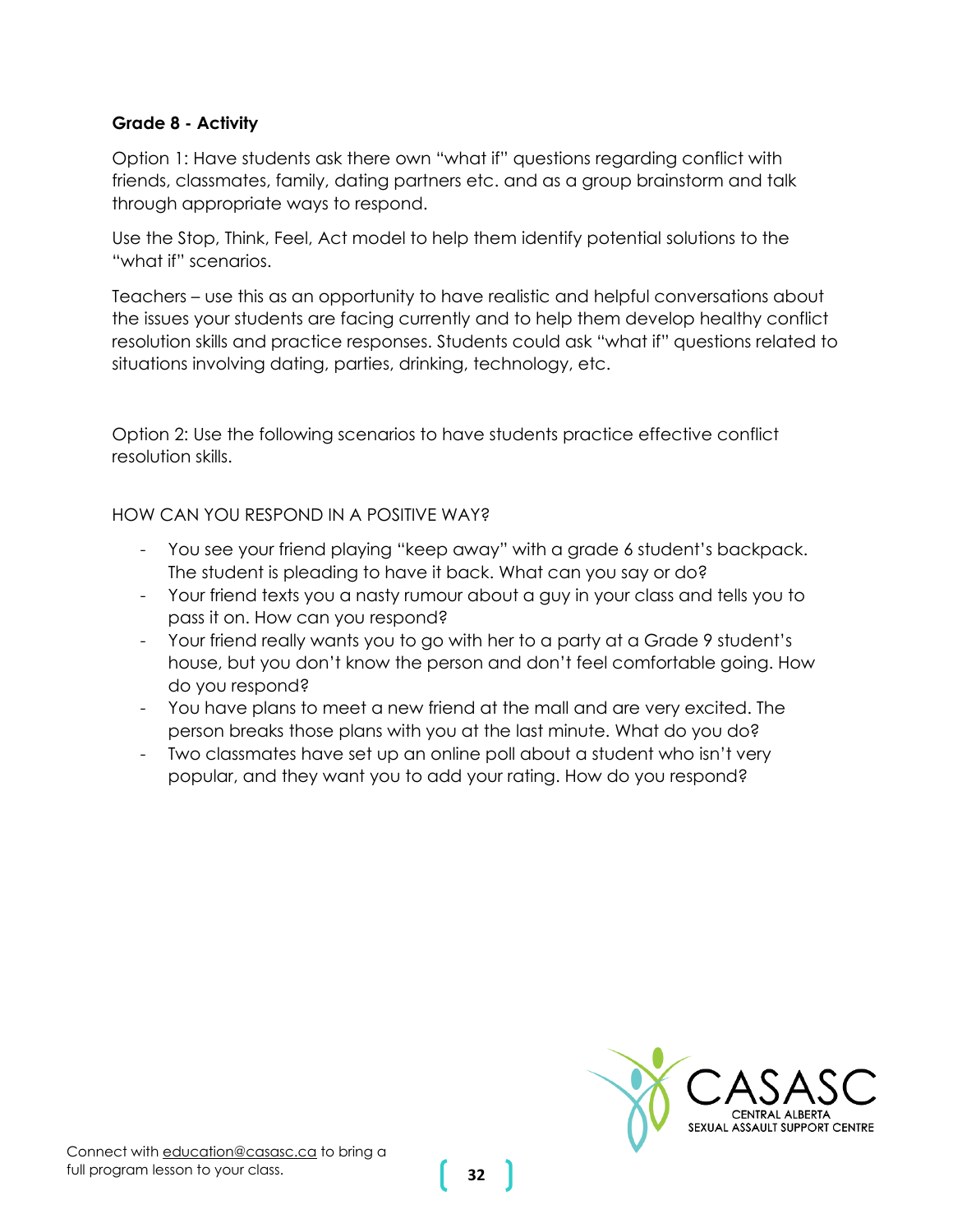**Grade 8 - Activity**

Option 1: Have students ask there own "what if" questions regarding conflict with friends, classmates, family, dating partners etc. and as a group brainstorm and talk through appropriate ways to respond.

Use the Stop, Think, Feel, Act model to help them identify potential solutions to the "what if" scenarios.

Teachers – use this as an opportunity to have realistic and helpful conversations about the issues your students are facing currently and to help them develop healthy conflict resolution skills and practice responses. Students could ask "what if" questions related to situations involving dating, parties, drinking, technology, etc.

Option 2: Use the following scenarios to have students practice effective conflict resolution skills.

HOW CAN YOU RESPOND IN A POSITIVE WAY?

- You see your friend playing "keep away" with a grade 6 student's backpack. The student is pleading to have it back. What can you say or do?
- Your friend texts you a nasty rumour about a guy in your class and tells you to pass it on. How can you respond?
- Your friend really wants you to go with her to a party at a Grade 9 student's house, but you don't know the person and don't feel comfortable going. How do you respond?
- You have plans to meet a new friend at the mall and are very excited. The person breaks those plans with you at the last minute. What do you do?
- Two classmates have set up an online poll about a student who isn't very popular, and they want you to add your rating. How do you respond?

CASASC
CENTRAL ALBERTA
SEXUAL ASSAULT SUPPORT CENTRE

Connect with education@casasc.ca to bring a full program lesson to your class.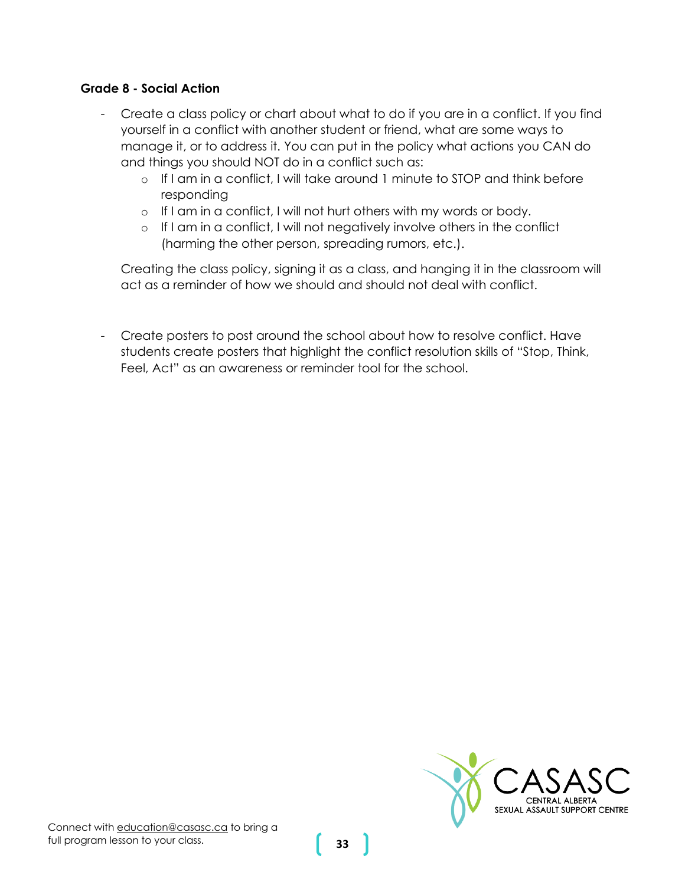**Grade 8 - Social Action**

- Create a class policy or chart about what to do if you are in a conflict. If you find yourself in a conflict with another student or friend, what are some ways to manage it, or to address it. You can put in the policy what actions you CAN do and things you should NOT do in a conflict such as:
  - If I am in a conflict, I will take around 1 minute to STOP and think before responding
  - If I am in a conflict, I will not hurt others with my words or body.
  - If I am in a conflict, I will not negatively involve others in the conflict (harming the other person, spreading rumors, etc.).

  Creating the class policy, signing it as a class, and hanging it in the classroom will act as a reminder of how we should and should not deal with conflict.

- Create posters to post around the school about how to resolve conflict. Have students create posters that highlight the conflict resolution skills of "Stop, Think, Feel, Act" as an awareness or reminder tool for the school.

Connect with education@casasc.ca to bring a full program lesson to your class.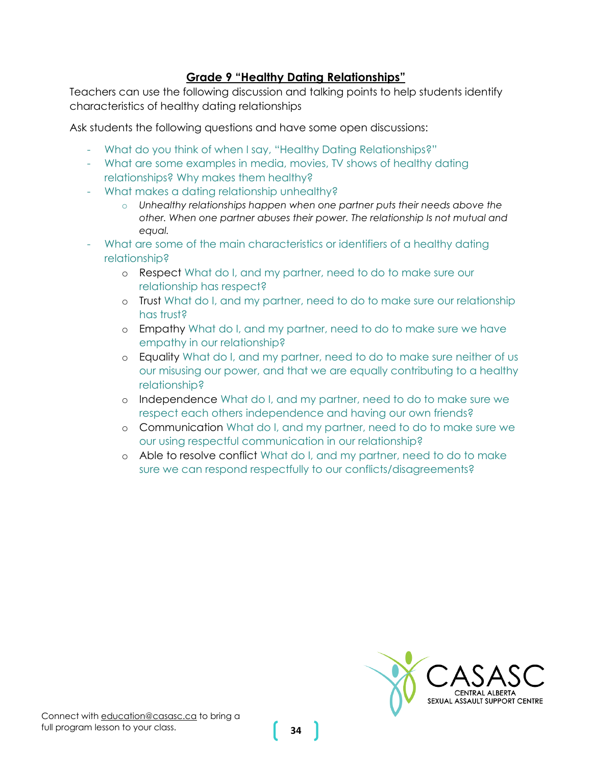## Grade 9 "Healthy Dating Relationships"

Teachers can use the following discussion and talking points to help students identify characteristics of healthy dating relationships

Ask students the following questions and have some open discussions:

- What do you think of when I say, "Healthy Dating Relationships?"
- What are some examples in media, movies, TV shows of healthy dating relationships? Why makes them healthy?
- What makes a dating relationship unhealthy?
    - *Unhealthy relationships happen when one partner puts their needs above the other. When one partner abuses their power. The relationship Is not mutual and equal.*
- What are some of the main characteristics or identifiers of a healthy dating relationship?
    - Respect What do I, and my partner, need to do to make sure our relationship has respect?
    - Trust What do I, and my partner, need to do to make sure our relationship has trust?
    - Empathy What do I, and my partner, need to do to make sure we have empathy in our relationship?
    - Equality What do I, and my partner, need to do to make sure neither of us our misusing our power, and that we are equally contributing to a healthy relationship?
    - Independence What do I, and my partner, need to do to make sure we respect each others independence and having our own friends?
    - Communication What do I, and my partner, need to do to make sure we our using respectful communication in our relationship?
    - Able to resolve conflict What do I, and my partner, need to do to make sure we can respond respectfully to our conflicts/disagreements?

CASASC
CENTRAL ALBERTA SEXUAL ASSAULT SUPPORT CENTRE

Connect with education@casasc.ca to bring a full program lesson to your class.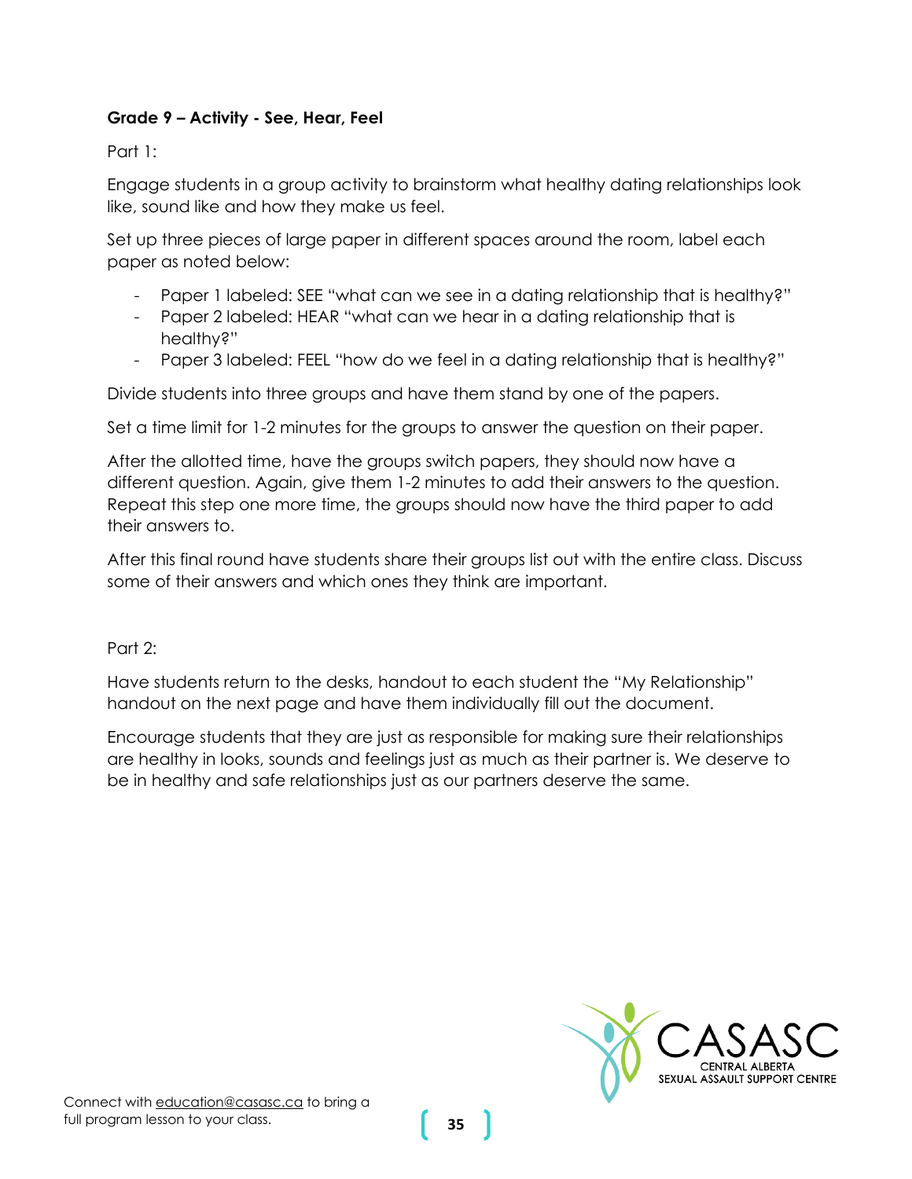**Grade 9 – Activity - See, Hear, Feel**

Part 1:

Engage students in a group activity to brainstorm what healthy dating relationships look like, sound like and how they make us feel.

Set up three pieces of large paper in different spaces around the room, label each paper as noted below:

- Paper 1 labeled: SEE "what can we see in a dating relationship that is healthy?"
- Paper 2 labeled: HEAR "what can we hear in a dating relationship that is healthy?"
- Paper 3 labeled: FEEL "how do we feel in a dating relationship that is healthy?"

Divide students into three groups and have them stand by one of the papers.

Set a time limit for 1-2 minutes for the groups to answer the question on their paper.

After the allotted time, have the groups switch papers, they should now have a different question. Again, give them 1-2 minutes to add their answers to the question. Repeat this step one more time, the groups should now have the third paper to add their answers to.

After this final round have students share their groups list out with the entire class. Discuss some of their answers and which ones they think are important.

Part 2:

Have students return to the desks, handout to each student the "My Relationship" handout on the next page and have them individually fill out the document.

Encourage students that they are just as responsible for making sure their relationships are healthy in looks, sounds and feelings just as much as their partner is. We deserve to be in healthy and safe relationships just as our partners deserve the same.

CASASC
CENTRAL ALBERTA
SEXUAL ASSAULT SUPPORT CENTRE

Connect with education@casasc.ca to bring a full program lesson to your class.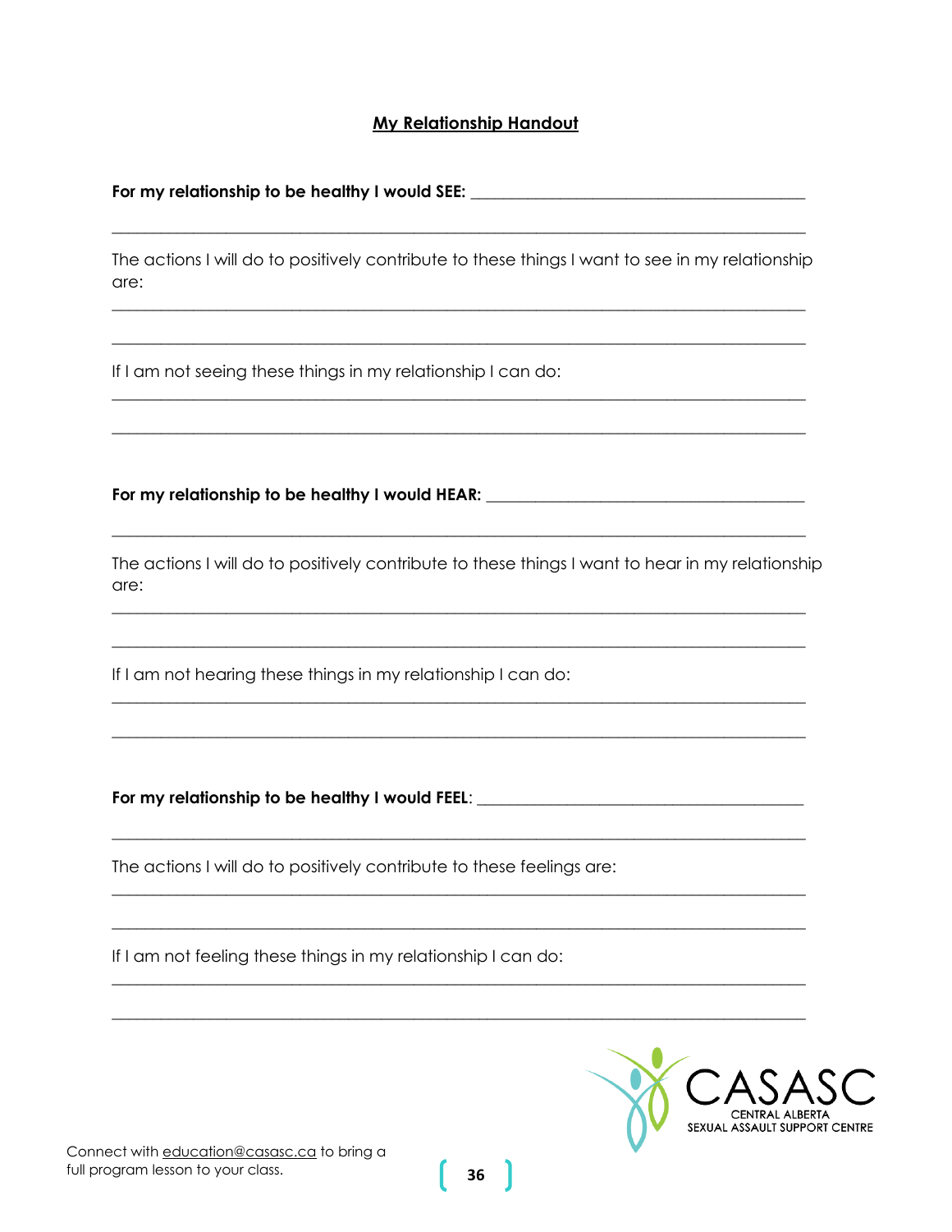## My Relationship Handout

**For my relationship to be healthy I would SEE:** ___________________________________

___________________________________________________________________________

The actions I will do to positively contribute to these things I want to see in my relationship are:

___________________________________________________________________________

___________________________________________________________________________

If I am not seeing these things in my relationship I can do:

___________________________________________________________________________

___________________________________________________________________________

**For my relationship to be healthy I would HEAR:** ___________________________________

___________________________________________________________________________

The actions I will do to positively contribute to these things I want to hear in my relationship are:

___________________________________________________________________________

___________________________________________________________________________

If I am not hearing these things in my relationship I can do:

___________________________________________________________________________

___________________________________________________________________________

**For my relationship to be healthy I would FEEL**: ___________________________________

___________________________________________________________________________

The actions I will do to positively contribute to these feelings are:

___________________________________________________________________________

___________________________________________________________________________

If I am not feeling these things in my relationship I can do:

___________________________________________________________________________

___________________________________________________________________________

CASASC
CENTRAL ALBERTA
SEXUAL ASSAULT SUPPORT CENTRE

Connect with education@casasc.ca to bring a full program lesson to your class.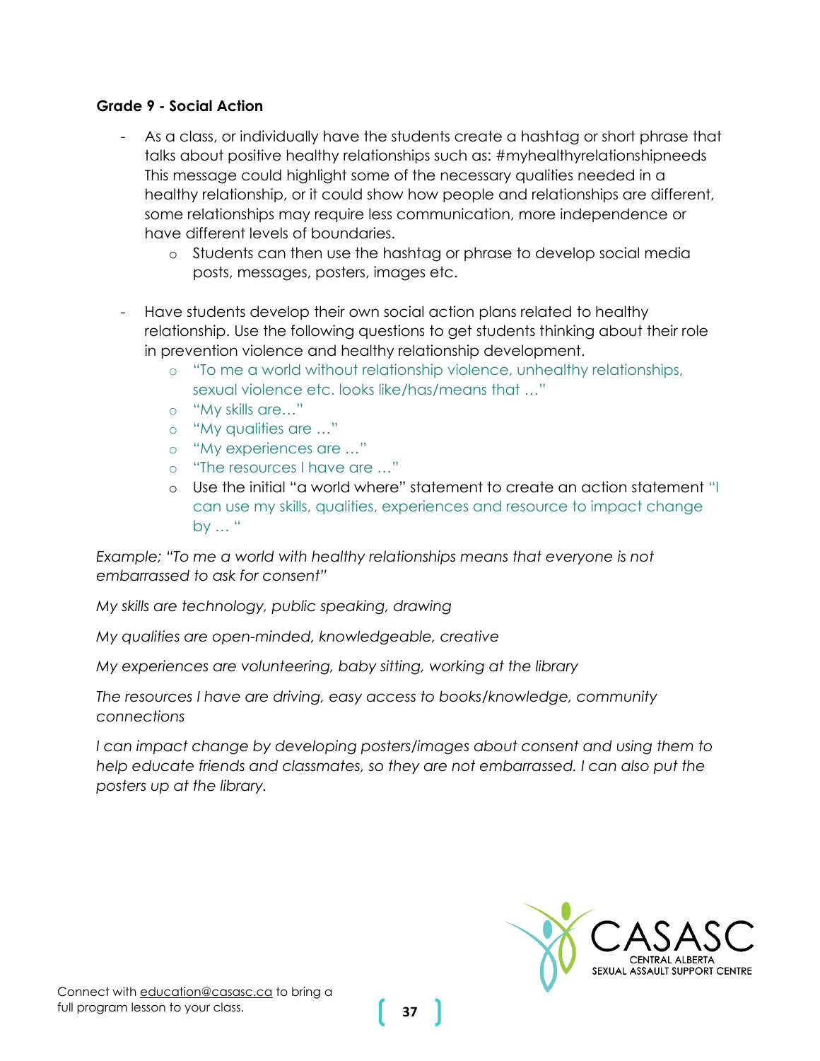**Grade 9 - Social Action**

- As a class, or individually have the students create a hashtag or short phrase that talks about positive healthy relationships such as: #myhealthyrelationshipneeds This message could highlight some of the necessary qualities needed in a healthy relationship, or it could show how people and relationships are different, some relationships may require less communication, more independence or have different levels of boundaries.
    - Students can then use the hashtag or phrase to develop social media posts, messages, posters, images etc.

- Have students develop their own social action plans related to healthy relationship. Use the following questions to get students thinking about their role in prevention violence and healthy relationship development.
    - "To me a world without relationship violence, unhealthy relationships, sexual violence etc. looks like/has/means that …"
    - "My skills are…"
    - "My qualities are …"
    - "My experiences are …"
    - "The resources I have are …"
    - Use the initial "a world where" statement to create an action statement "I can use my skills, qualities, experiences and resource to impact change by … "

*Example; "To me a world with healthy relationships means that everyone is not embarrassed to ask for consent"*

*My skills are technology, public speaking, drawing*

*My qualities are open-minded, knowledgeable, creative*

*My experiences are volunteering, baby sitting, working at the library*

*The resources I have are driving, easy access to books/knowledge, community connections*

*I can impact change by developing posters/images about consent and using them to help educate friends and classmates, so they are not embarrassed. I can also put the posters up at the library.*

CASASC
CENTRAL ALBERTA
SEXUAL ASSAULT SUPPORT CENTRE

Connect with education@casasc.ca to bring a full program lesson to your class.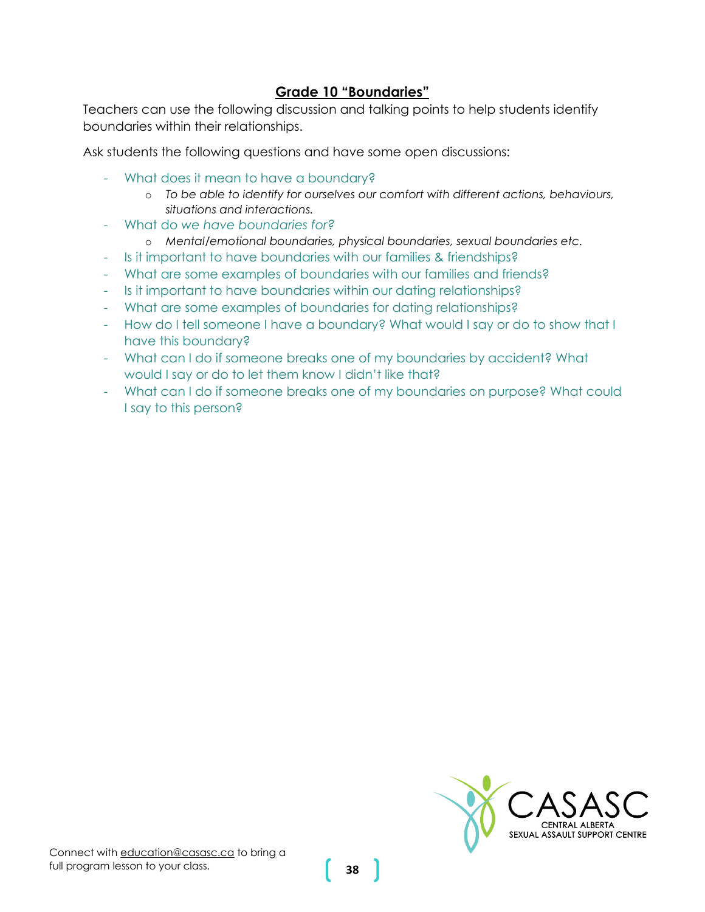## **Grade 10 “Boundaries”**

Teachers can use the following discussion and talking points to help students identify boundaries within their relationships.

Ask students the following questions and have some open discussions:

- What does it mean to have a boundary?
    - *To be able to identify for ourselves our comfort with different actions, behaviours, situations and interactions.*
- What do *we have boundaries for?*
    - *Mental/emotional boundaries, physical boundaries, sexual boundaries etc.*
- Is it important to have boundaries with our families & friendships?
- What are some examples of boundaries with our families and friends?
- Is it important to have boundaries within our dating relationships?
- What are some examples of boundaries for dating relationships?
- How do I tell someone I have a boundary? What would I say or do to show that I have this boundary?
- What can I do if someone breaks one of my boundaries by accident? What would I say or do to let them know I didn’t like that?
- What can I do if someone breaks one of my boundaries on purpose? What could I say to this person?

CASASC
CENTRAL ALBERTA SEXUAL ASSAULT SUPPORT CENTRE

Connect with education@casasc.ca to bring a full program lesson to your class.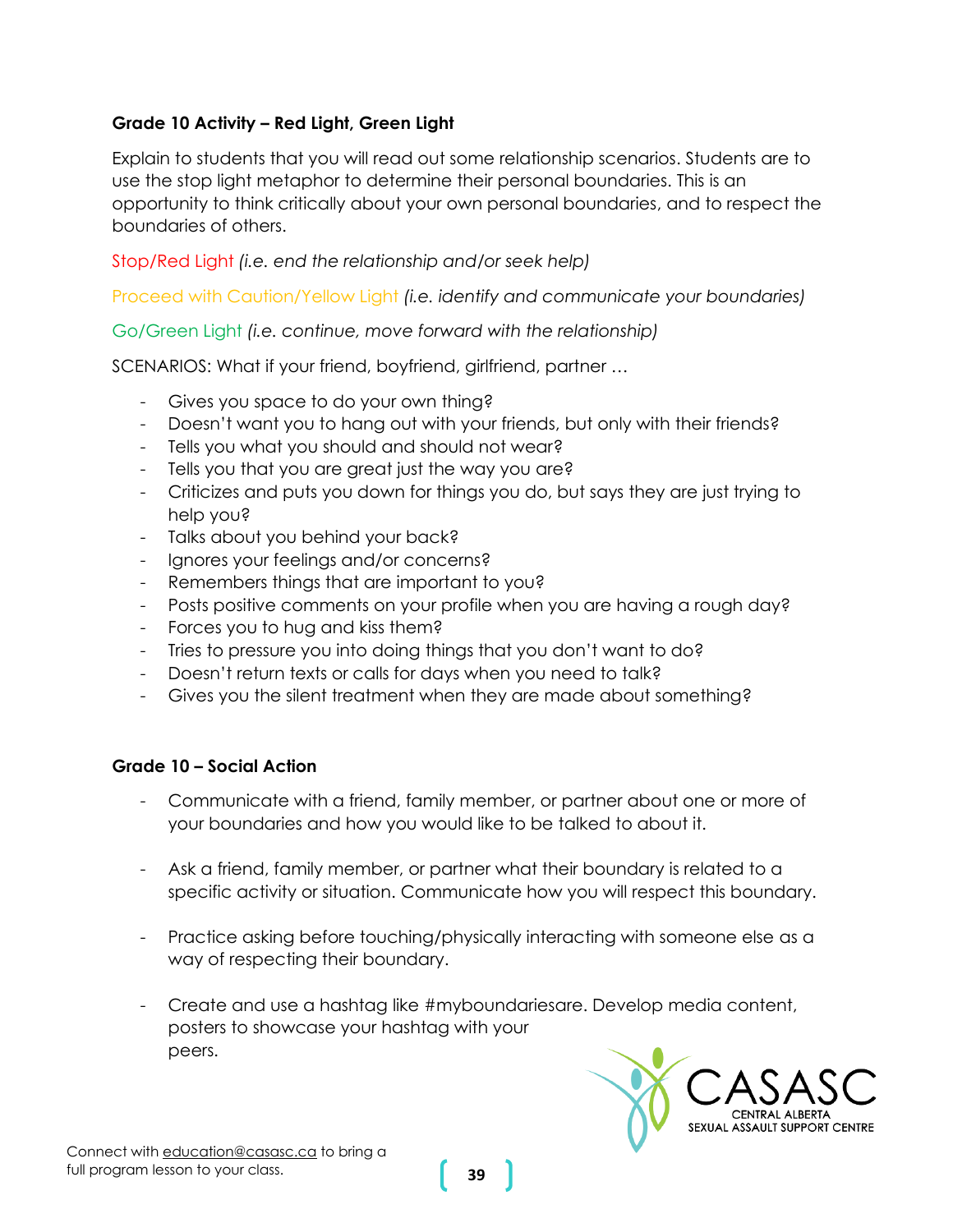**Grade 10 Activity – Red Light, Green Light**

Explain to students that you will read out some relationship scenarios. Students are to use the stop light metaphor to determine their personal boundaries. This is an opportunity to think critically about your own personal boundaries, and to respect the boundaries of others.

Stop/Red Light *(i.e. end the relationship and/or seek help)*

Proceed with Caution/Yellow Light *(i.e. identify and communicate your boundaries)*

Go/Green Light *(i.e. continue, move forward with the relationship)*

SCENARIOS: What if your friend, boyfriend, girlfriend, partner …

- Gives you space to do your own thing?
- Doesn't want you to hang out with your friends, but only with their friends?
- Tells you what you should and should not wear?
- Tells you that you are great just the way you are?
- Criticizes and puts you down for things you do, but says they are just trying to help you?
- Talks about you behind your back?
- Ignores your feelings and/or concerns?
- Remembers things that are important to you?
- Posts positive comments on your profile when you are having a rough day?
- Forces you to hug and kiss them?
- Tries to pressure you into doing things that you don't want to do?
- Doesn't return texts or calls for days when you need to talk?
- Gives you the silent treatment when they are made about something?

**Grade 10 – Social Action**

- Communicate with a friend, family member, or partner about one or more of your boundaries and how you would like to be talked to about it.

- Ask a friend, family member, or partner what their boundary is related to a specific activity or situation. Communicate how you will respect this boundary.

- Practice asking before touching/physically interacting with someone else as a way of respecting their boundary.

- Create and use a hashtag like #myboundariesare. Develop media content, posters to showcase your hashtag with your peers.

CASASC CENTRAL ALBERTA SEXUAL ASSAULT SUPPORT CENTRE

Connect with education@casasc.ca to bring a full program lesson to your class.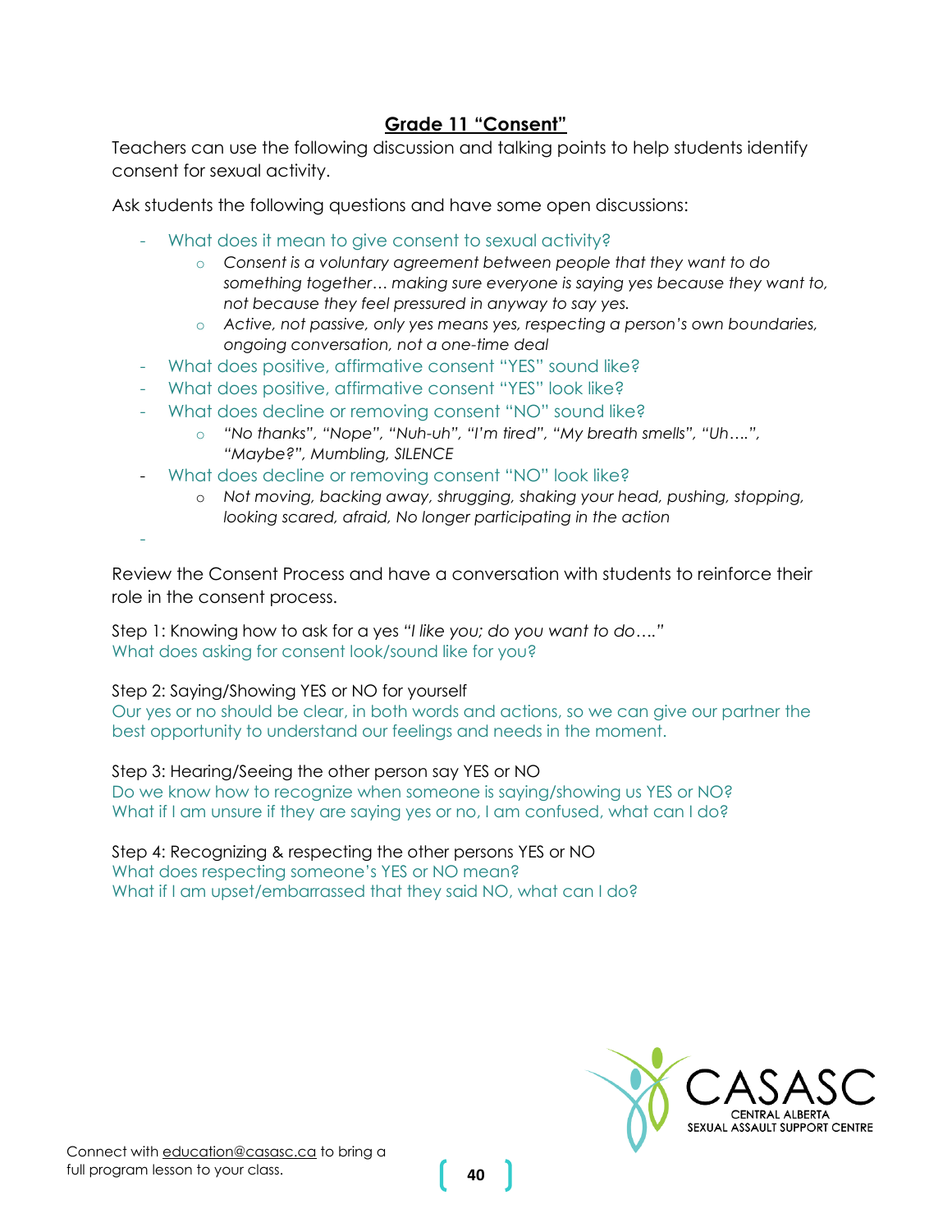## Grade 11 "Consent"

Teachers can use the following discussion and talking points to help students identify consent for sexual activity.

Ask students the following questions and have some open discussions:

- What does it mean to give consent to sexual activity?
  - *Consent is a voluntary agreement between people that they want to do something together… making sure everyone is saying yes because they want to, not because they feel pressured in anyway to say yes.*
  - *Active, not passive, only yes means yes, respecting a person's own boundaries, ongoing conversation, not a one-time deal*
- What does positive, affirmative consent "YES" sound like?
- What does positive, affirmative consent "YES" look like?
- What does decline or removing consent "NO" sound like?
  - *"No thanks", "Nope", "Nuh-uh", "I'm tired", "My breath smells", "Uh….", "Maybe?", Mumbling, SILENCE*
- What does decline or removing consent "NO" look like?
  - *Not moving, backing away, shrugging, shaking your head, pushing, stopping, looking scared, afraid, No longer participating in the action*

Review the Consent Process and have a conversation with students to reinforce their role in the consent process.

Step 1: Knowing how to ask for a yes *"I like you; do you want to do…."*
What does asking for consent look/sound like for you?

Step 2: Saying/Showing YES or NO for yourself
Our yes or no should be clear, in both words and actions, so we can give our partner the best opportunity to understand our feelings and needs in the moment.

Step 3: Hearing/Seeing the other person say YES or NO
Do we know how to recognize when someone is saying/showing us YES or NO?
What if I am unsure if they are saying yes or no, I am confused, what can I do?

Step 4: Recognizing & respecting the other persons YES or NO
What does respecting someone's YES or NO mean?
What if I am upset/embarrassed that they said NO, what can I do?

CASASC
CENTRAL ALBERTA SEXUAL ASSAULT SUPPORT CENTRE

Connect with education@casasc.ca to bring a full program lesson to your class.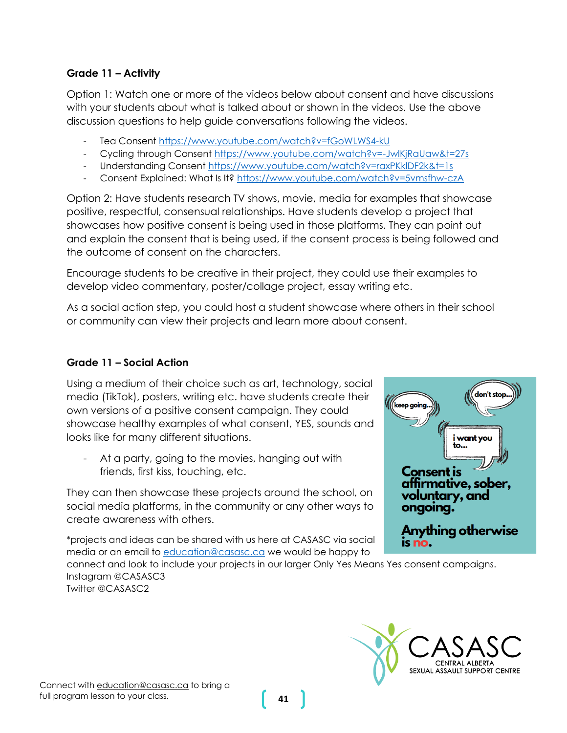### Grade 11 – Activity

Option 1: Watch one or more of the videos below about consent and have discussions with your students about what is talked about or shown in the videos. Use the above discussion questions to help guide conversations following the videos.

- Tea Consent https://www.youtube.com/watch?v=fGoWLWS4-kU
- Cycling through Consent https://www.youtube.com/watch?v=-JwlKjRaUaw&t=27s
- Understanding Consent https://www.youtube.com/watch?v=raxPKklDF2k&t=1s
- Consent Explained: What Is It? https://www.youtube.com/watch?v=5vmsfhw-czA

Option 2: Have students research TV shows, movie, media for examples that showcase positive, respectful, consensual relationships. Have students develop a project that showcases how positive consent is being used in those platforms. They can point out and explain the consent that is being used, if the consent process is being followed and the outcome of consent on the characters.

Encourage students to be creative in their project, they could use their examples to develop video commentary, poster/collage project, essay writing etc.

As a social action step, you could host a student showcase where others in their school or community can view their projects and learn more about consent.

### Grade 11 – Social Action

Using a medium of their choice such as art, technology, social media (TikTok), posters, writing etc. have students create their own versions of a positive consent campaign. They could showcase healthy examples of what consent, YES, sounds and looks like for many different situations.

- At a party, going to the movies, hanging out with friends, first kiss, touching, etc.

They can then showcase these projects around the school, on social media platforms, in the community or any other ways to create awareness with others.

keep going... don't stop... i want you to...

Consent is affirmative, sober, voluntary, and ongoing.

Anything otherwise is no.

*projects and ideas can be shared with us here at CASASC via social media or an email to education@casasc.ca we would be happy to connect and look to include your projects in our larger Only Yes Means Yes consent campaigns.
Instagram @CASASC3
Twitter @CASASC2

CASASC CENTRAL ALBERTA SEXUAL ASSAULT SUPPORT CENTRE

Connect with education@casasc.ca to bring a full program lesson to your class.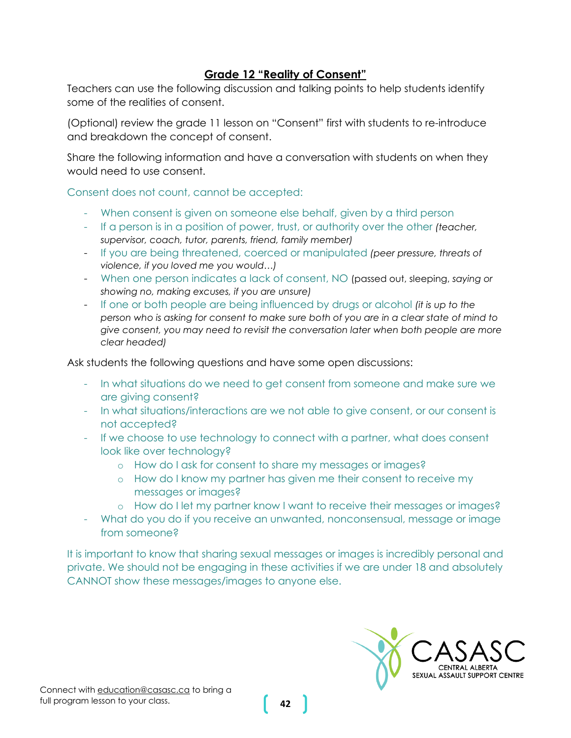## **Grade 12 "Reality of Consent"**

Teachers can use the following discussion and talking points to help students identify some of the realities of consent.

(Optional) review the grade 11 lesson on "Consent" first with students to re-introduce and breakdown the concept of consent.

Share the following information and have a conversation with students on when they would need to use consent.

Consent does not count, cannot be accepted:

- When consent is given on someone else behalf, given by a third person
- If a person is in a position of power, trust, or authority over the other *(teacher, supervisor, coach, tutor, parents, friend, family member)*
- If you are being threatened, coerced or manipulated *(peer pressure, threats of violence, if you loved me you would…)*
- When one person indicates a lack of consent, NO (passed out, sleeping, *saying or showing no, making excuses, if you are unsure)*
- If one or both people are being influenced by drugs or alcohol *(it is up to the person who is asking for consent to make sure both of you are in a clear state of mind to give consent, you may need to revisit the conversation later when both people are more clear headed)*

Ask students the following questions and have some open discussions:

- In what situations do we need to get consent from someone and make sure we are giving consent?
- In what situations/interactions are we not able to give consent, or our consent is not accepted?
- If we choose to use technology to connect with a partner, what does consent look like over technology?
  - How do I ask for consent to share my messages or images?
  - How do I know my partner has given me their consent to receive my messages or images?
  - How do I let my partner know I want to receive their messages or images?
- What do you do if you receive an unwanted, nonconsensual, message or image from someone?

It is important to know that sharing sexual messages or images is incredibly personal and private. We should not be engaging in these activities if we are under 18 and absolutely CANNOT show these messages/images to anyone else.

CASASC
CENTRAL ALBERTA SEXUAL ASSAULT SUPPORT CENTRE

Connect with education@casasc.ca to bring a full program lesson to your class.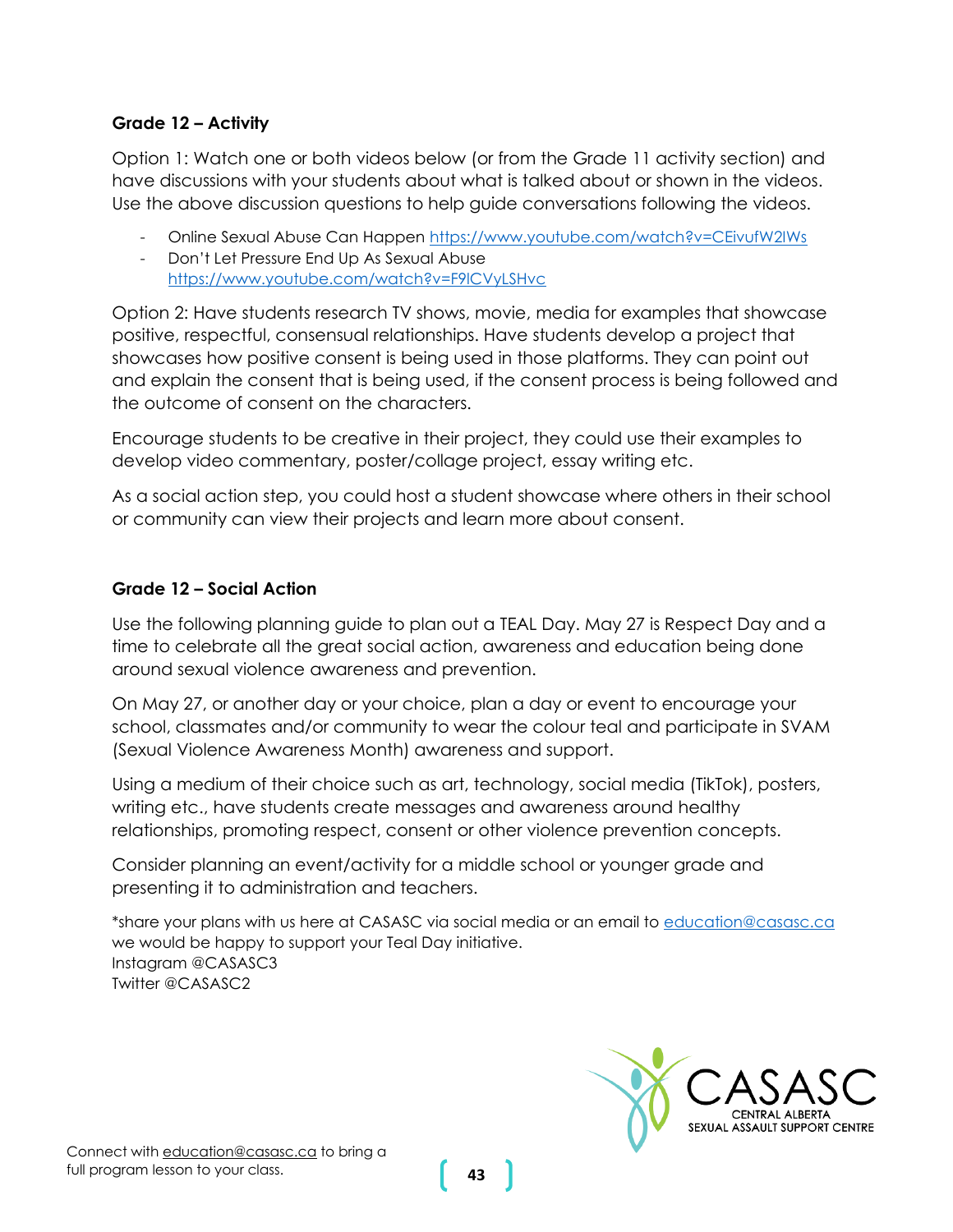**Grade 12 – Activity**

Option 1: Watch one or both videos below (or from the Grade 11 activity section) and have discussions with your students about what is talked about or shown in the videos. Use the above discussion questions to help guide conversations following the videos.

- Online Sexual Abuse Can Happen https://www.youtube.com/watch?v=CEivufW2IWs
- Don't Let Pressure End Up As Sexual Abuse https://www.youtube.com/watch?v=F9lCVyLSHvc

Option 2: Have students research TV shows, movie, media for examples that showcase positive, respectful, consensual relationships. Have students develop a project that showcases how positive consent is being used in those platforms. They can point out and explain the consent that is being used, if the consent process is being followed and the outcome of consent on the characters.

Encourage students to be creative in their project, they could use their examples to develop video commentary, poster/collage project, essay writing etc.

As a social action step, you could host a student showcase where others in their school or community can view their projects and learn more about consent.

**Grade 12 – Social Action**

Use the following planning guide to plan out a TEAL Day. May 27 is Respect Day and a time to celebrate all the great social action, awareness and education being done around sexual violence awareness and prevention.

On May 27, or another day or your choice, plan a day or event to encourage your school, classmates and/or community to wear the colour teal and participate in SVAM (Sexual Violence Awareness Month) awareness and support.

Using a medium of their choice such as art, technology, social media (TikTok), posters, writing etc., have students create messages and awareness around healthy relationships, promoting respect, consent or other violence prevention concepts.

Consider planning an event/activity for a middle school or younger grade and presenting it to administration and teachers.

*share your plans with us here at CASASC via social media or an email to education@casasc.ca we would be happy to support your Teal Day initiative.
Instagram @CASASC3
Twitter @CASASC2

CASASC
CENTRAL ALBERTA
SEXUAL ASSAULT SUPPORT CENTRE

Connect with education@casasc.ca to bring a full program lesson to your class.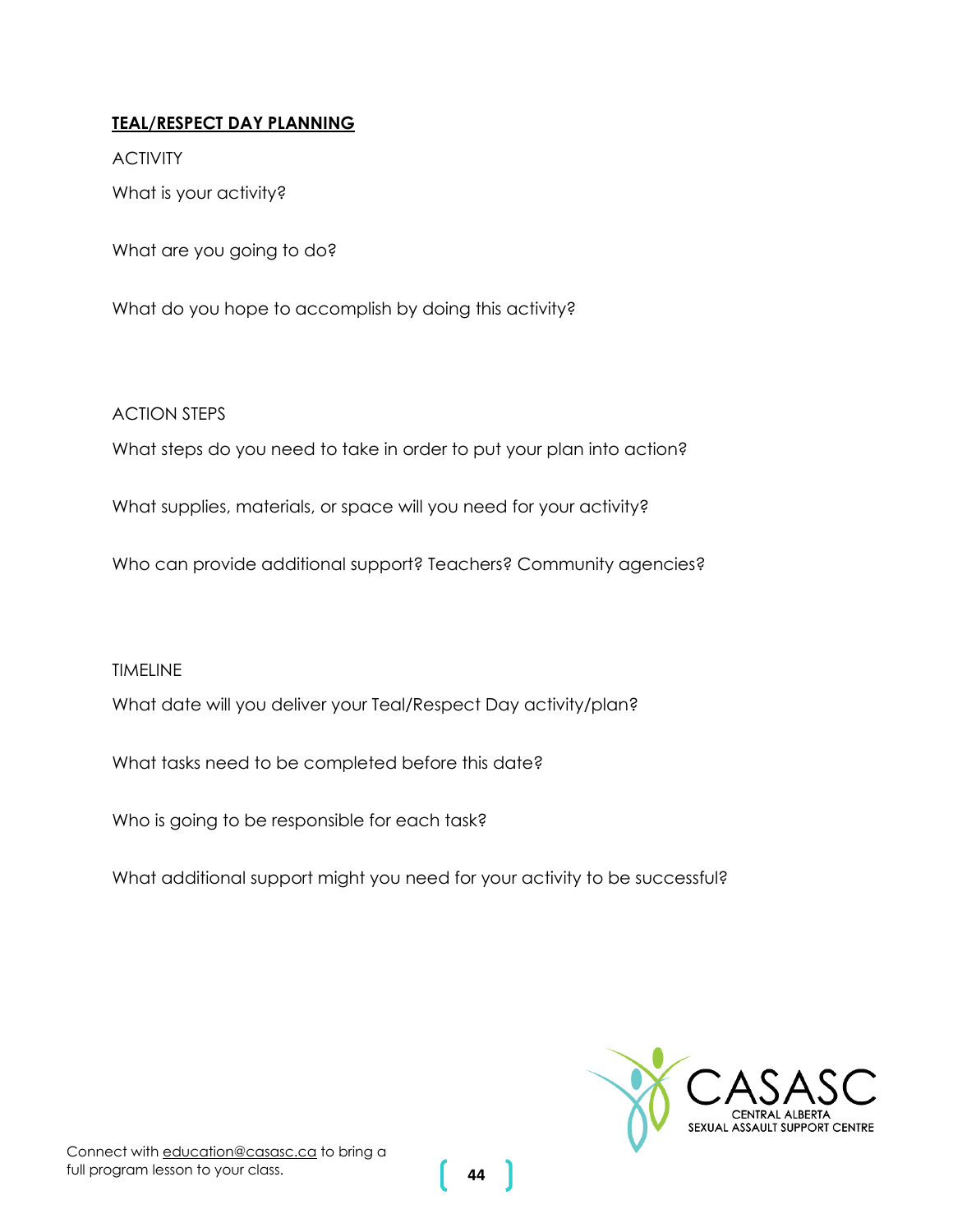**TEAL/RESPECT DAY PLANNING**

ACTIVITY

What is your activity?

What are you going to do?

What do you hope to accomplish by doing this activity?

ACTION STEPS

What steps do you need to take in order to put your plan into action?

What supplies, materials, or space will you need for your activity?

Who can provide additional support? Teachers? Community agencies?

TIMELINE

What date will you deliver your Teal/Respect Day activity/plan?

What tasks need to be completed before this date?

Who is going to be responsible for each task?

What additional support might you need for your activity to be successful?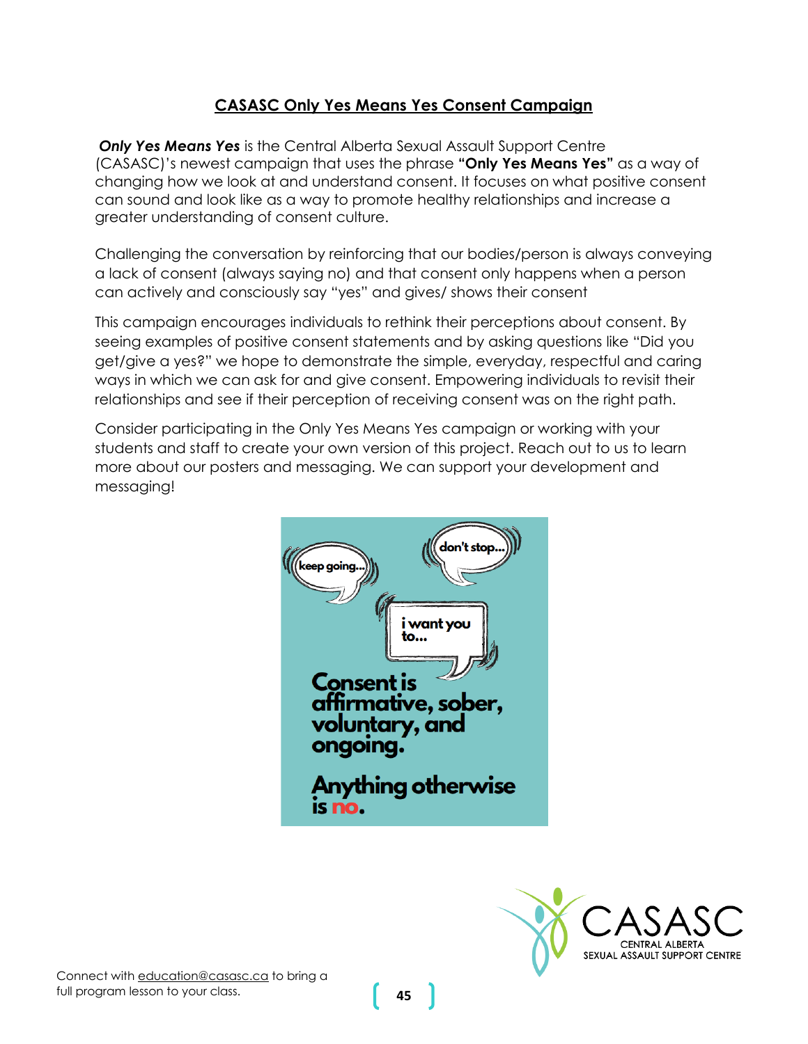## CASASC Only Yes Means Yes Consent Campaign

***Only Yes Means Yes*** is the Central Alberta Sexual Assault Support Centre (CASASC)'s newest campaign that uses the phrase **"Only Yes Means Yes"** as a way of changing how we look at and understand consent. It focuses on what positive consent can sound and look like as a way to promote healthy relationships and increase a greater understanding of consent culture.

Challenging the conversation by reinforcing that our bodies/person is always conveying a lack of consent (always saying no) and that consent only happens when a person can actively and consciously say "yes" and gives/ shows their consent

This campaign encourages individuals to rethink their perceptions about consent. By seeing examples of positive consent statements and by asking questions like "Did you get/give a yes?" we hope to demonstrate the simple, everyday, respectful and caring ways in which we can ask for and give consent. Empowering individuals to revisit their relationships and see if their perception of receiving consent was on the right path.

Consider participating in the Only Yes Means Yes campaign or working with your students and staff to create your own version of this project. Reach out to us to learn more about our posters and messaging. We can support your development and messaging!

keep going...

don't stop...

i want you to...

**Consent is affirmative, sober, voluntary, and ongoing.**

**Anything otherwise is no.**

CASASC
CENTRAL ALBERTA SEXUAL ASSAULT SUPPORT CENTRE

Connect with education@casasc.ca to bring a full program lesson to your class.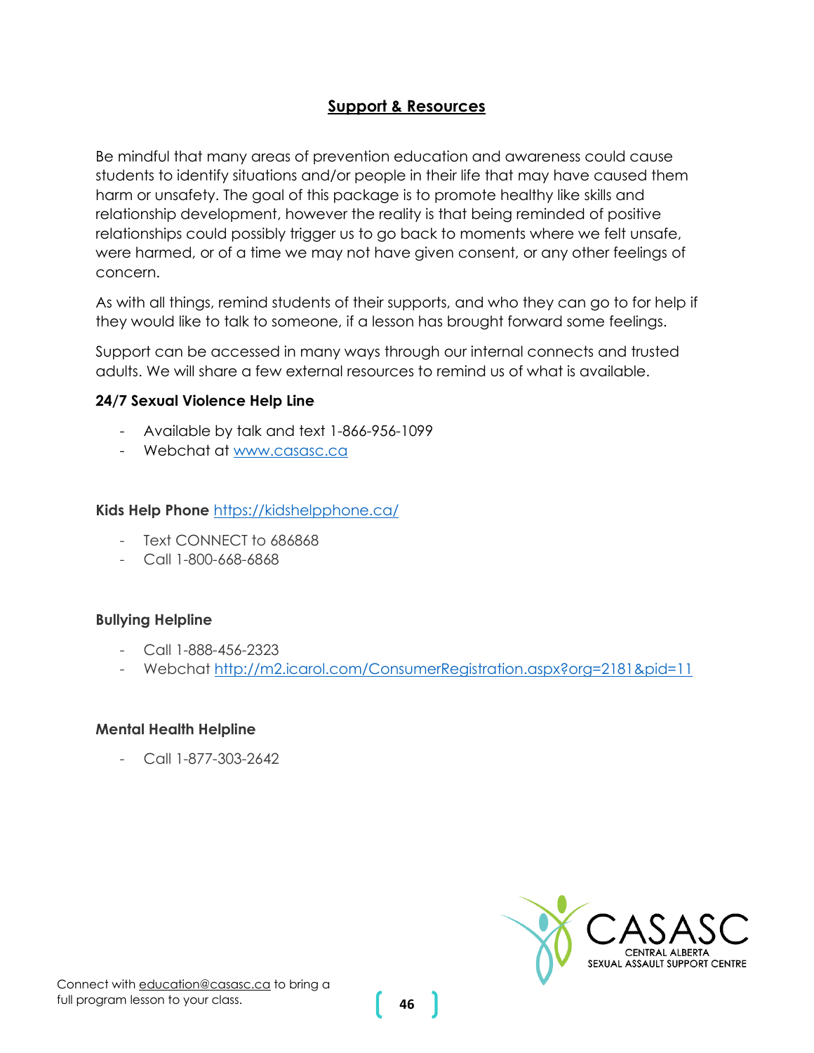## Support & Resources

Be mindful that many areas of prevention education and awareness could cause students to identify situations and/or people in their life that may have caused them harm or unsafety. The goal of this package is to promote healthy like skills and relationship development, however the reality is that being reminded of positive relationships could possibly trigger us to go back to moments where we felt unsafe, were harmed, or of a time we may not have given consent, or any other feelings of concern.

As with all things, remind students of their supports, and who they can go to for help if they would like to talk to someone, if a lesson has brought forward some feelings.

Support can be accessed in many ways through our internal connects and trusted adults. We will share a few external resources to remind us of what is available.

**24/7 Sexual Violence Help Line**

- Available by talk and text 1-866-956-1099
- Webchat at www.casasc.ca

**Kids Help Phone** https://kidshelpphone.ca/

- Text CONNECT to 686868
- Call 1-800-668-6868

**Bullying Helpline**

- Call 1-888-456-2323
- Webchat http://m2.icarol.com/ConsumerRegistration.aspx?org=2181&pid=11

**Mental Health Helpline**

- Call 1-877-303-2642

CASASC
CENTRAL ALBERTA SEXUAL ASSAULT SUPPORT CENTRE

Connect with education@casasc.ca to bring a full program lesson to your class.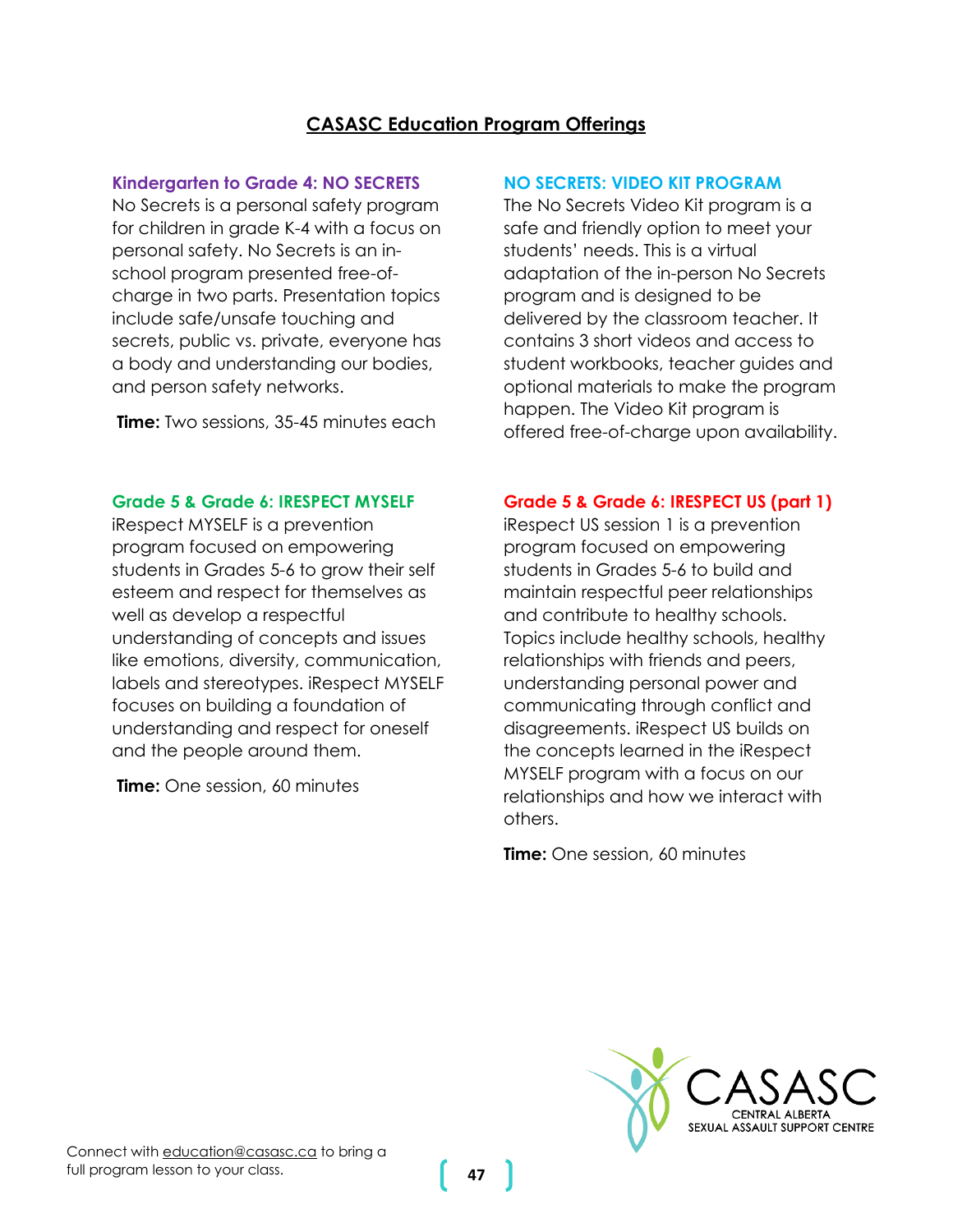## CASASC Education Program Offerings

### Kindergarten to Grade 4: NO SECRETS

No Secrets is a personal safety program for children in grade K-4 with a focus on personal safety. No Secrets is an in-school program presented free-of-charge in two parts. Presentation topics include safe/unsafe touching and secrets, public vs. private, everyone has a body and understanding our bodies, and person safety networks.

**Time:** Two sessions, 35-45 minutes each

### NO SECRETS: VIDEO KIT PROGRAM

The No Secrets Video Kit program is a safe and friendly option to meet your students' needs. This is a virtual adaptation of the in-person No Secrets program and is designed to be delivered by the classroom teacher. It contains 3 short videos and access to student workbooks, teacher guides and optional materials to make the program happen. The Video Kit program is offered free-of-charge upon availability.

### Grade 5 & Grade 6: IRESPECT MYSELF

iRespect MYSELF is a prevention program focused on empowering students in Grades 5-6 to grow their self esteem and respect for themselves as well as develop a respectful understanding of concepts and issues like emotions, diversity, communication, labels and stereotypes. iRespect MYSELF focuses on building a foundation of understanding and respect for oneself and the people around them.

**Time:** One session, 60 minutes

### Grade 5 & Grade 6: IRESPECT US (part 1)

iRespect US session 1 is a prevention program focused on empowering students in Grades 5-6 to build and maintain respectful peer relationships and contribute to healthy schools. Topics include healthy schools, healthy relationships with friends and peers, understanding personal power and communicating through conflict and disagreements. iRespect US builds on the concepts learned in the iRespect MYSELF program with a focus on our relationships and how we interact with others.

**Time:** One session, 60 minutes

CASASC
CENTRAL ALBERTA SEXUAL ASSAULT SUPPORT CENTRE

Connect with education@casasc.ca to bring a full program lesson to your class.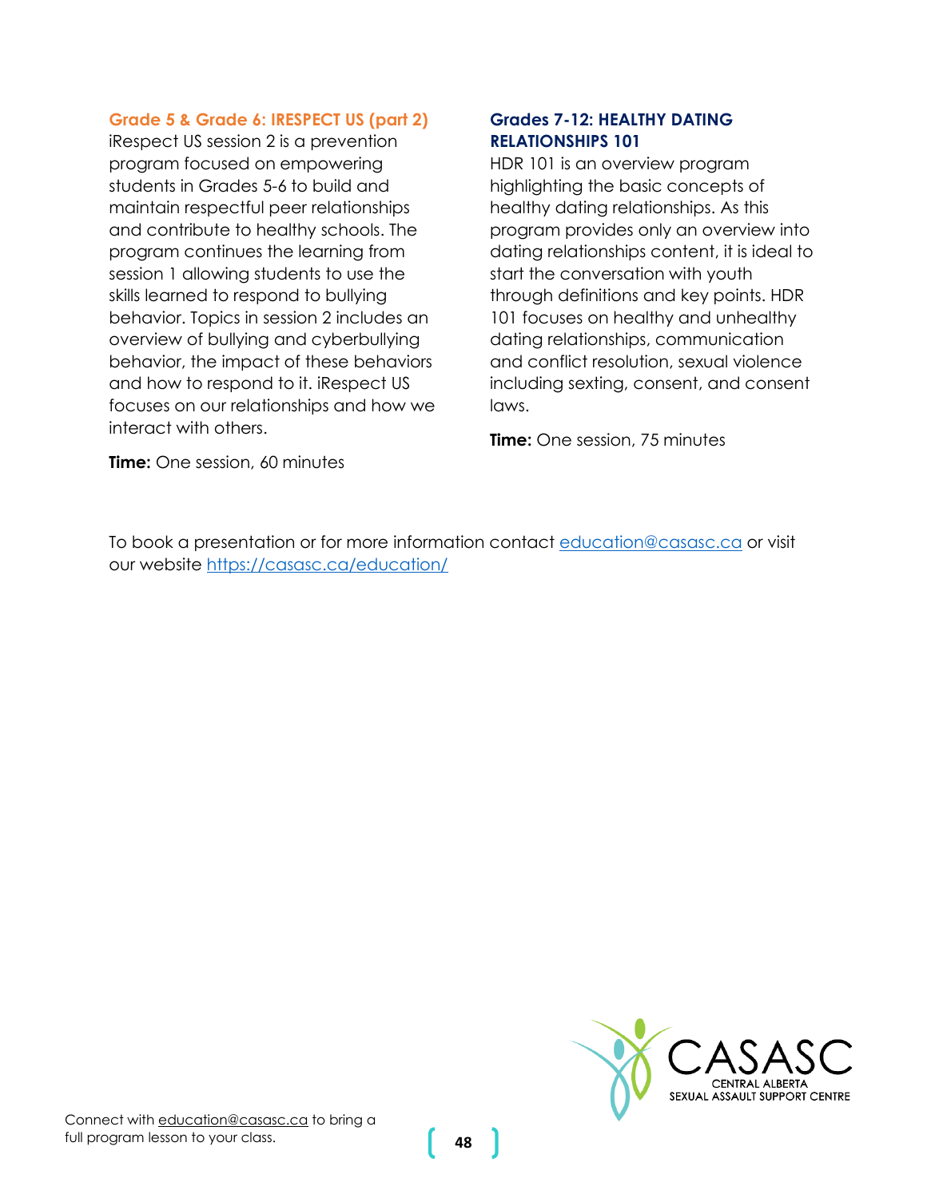### Grade 5 & Grade 6: IRESPECT US (part 2)

iRespect US session 2 is a prevention program focused on empowering students in Grades 5-6 to build and maintain respectful peer relationships and contribute to healthy schools. The program continues the learning from session 1 allowing students to use the skills learned to respond to bullying behavior. Topics in session 2 includes an overview of bullying and cyberbullying behavior, the impact of these behaviors and how to respond to it. iRespect US focuses on our relationships and how we interact with others.

**Time:** One session, 60 minutes

### Grades 7-12: HEALTHY DATING RELATIONSHIPS 101

HDR 101 is an overview program highlighting the basic concepts of healthy dating relationships. As this program provides only an overview into dating relationships content, it is ideal to start the conversation with youth through definitions and key points. HDR 101 focuses on healthy and unhealthy dating relationships, communication and conflict resolution, sexual violence including sexting, consent, and consent laws.

**Time:** One session, 75 minutes

To book a presentation or for more information contact education@casasc.ca or visit our website https://casasc.ca/education/

CASASC
CENTRAL ALBERTA
SEXUAL ASSAULT SUPPORT CENTRE

Connect with education@casasc.ca to bring a full program lesson to your class.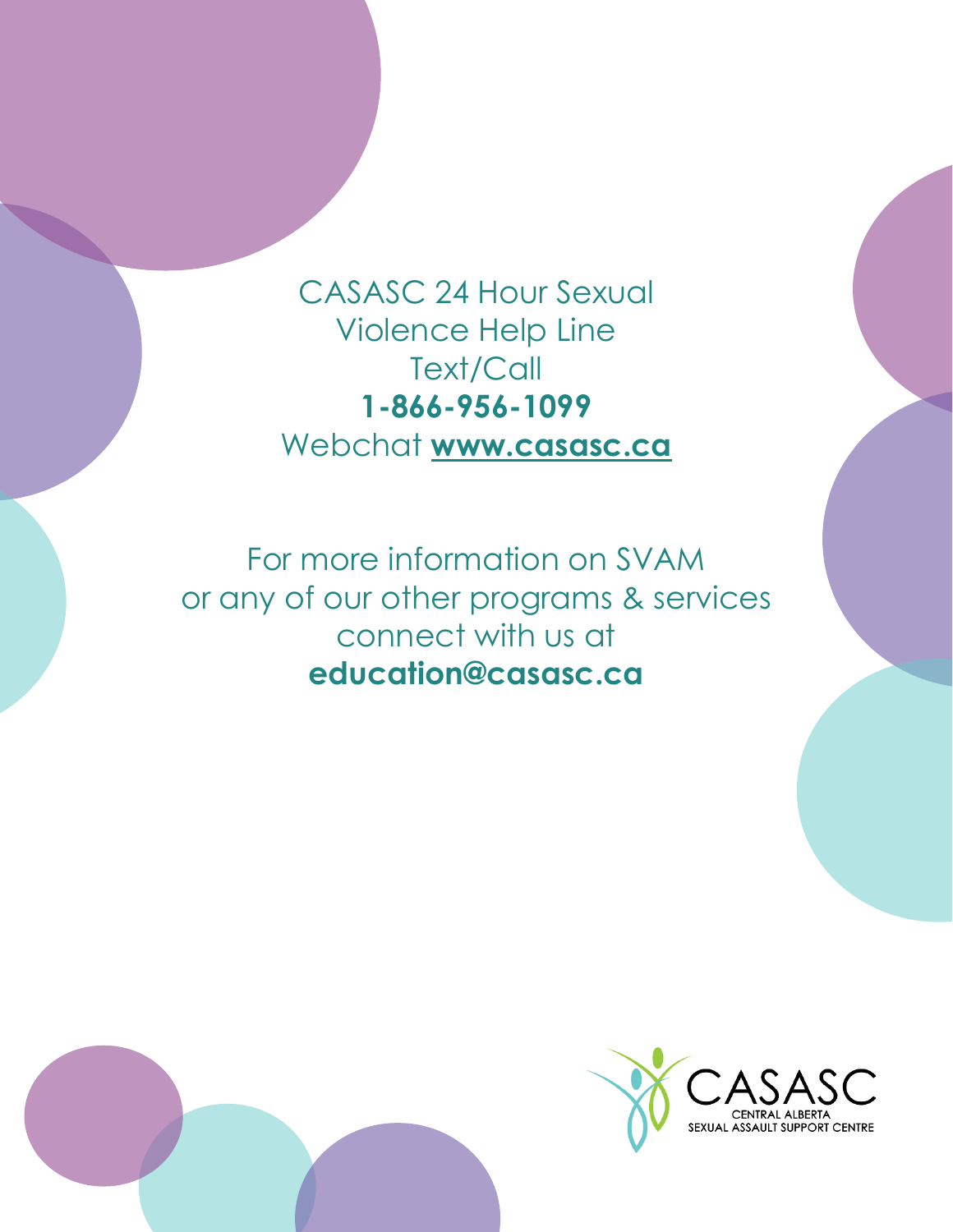CASASC 24 Hour Sexual Violence Help Line

Text/Call

**1-866-956-1099**

Webchat **www.casasc.ca**

For more information on SVAM or any of our other programs & services connect with us at

**education@casasc.ca**

CASASC

CENTRAL ALBERTA SEXUAL ASSAULT SUPPORT CENTRE